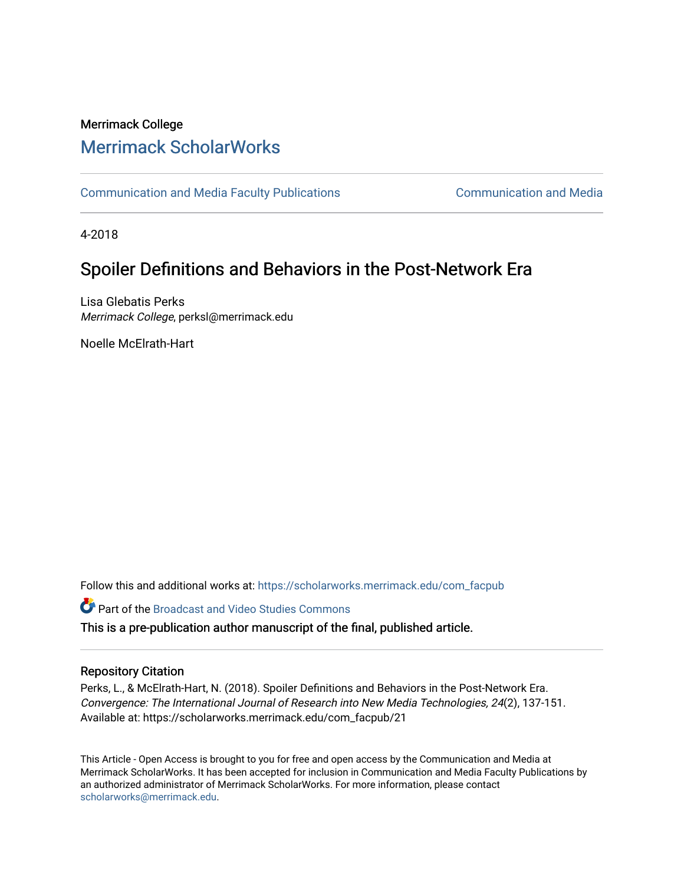Merrimack College

# Merrimack ScholarWorks

Communication and Media Faculty Publications | Communication and Media

4-2018

## Spoiler Definitions and Behaviors in the Post-Network Era

Lisa Glebatis Perks
*Merrimack College*, perksl@merrimack.edu

Noelle McElrath-Hart

Follow this and additional works at: https://scholarworks.merrimack.edu/com_facpub

Part of the Broadcast and Video Studies Commons

This is a pre-publication author manuscript of the final, published article.

### Repository Citation

Perks, L., & McElrath-Hart, N. (2018). Spoiler Definitions and Behaviors in the Post-Network Era. *Convergence: The International Journal of Research into New Media Technologies, 24*(2), 137-151. Available at: https://scholarworks.merrimack.edu/com_facpub/21

This Article - Open Access is brought to you for free and open access by the Communication and Media at Merrimack ScholarWorks. It has been accepted for inclusion in Communication and Media Faculty Publications by an authorized administrator of Merrimack ScholarWorks. For more information, please contact scholarworks@merrimack.edu.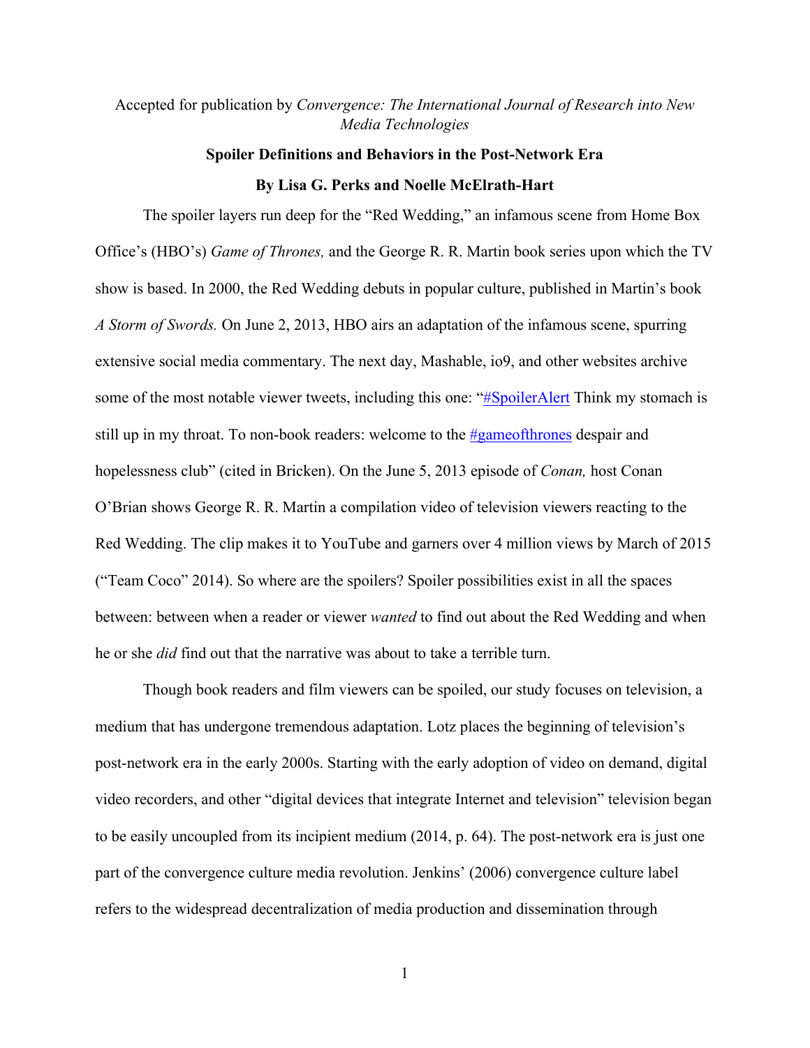Accepted for publication by *Convergence: The International Journal of Research into New Media Technologies*

# Spoiler Definitions and Behaviors in the Post-Network Era

**By Lisa G. Perks and Noelle McElrath-Hart**

The spoiler layers run deep for the "Red Wedding," an infamous scene from Home Box Office's (HBO's) *Game of Thrones,* and the George R. R. Martin book series upon which the TV show is based. In 2000, the Red Wedding debuts in popular culture, published in Martin's book *A Storm of Swords.* On June 2, 2013, HBO airs an adaptation of the infamous scene, spurring extensive social media commentary. The next day, Mashable, io9, and other websites archive some of the most notable viewer tweets, including this one: "#SpoilerAlert Think my stomach is still up in my throat. To non-book readers: welcome to the #gameofthrones despair and hopelessness club" (cited in Bricken). On the June 5, 2013 episode of *Conan,* host Conan O'Brian shows George R. R. Martin a compilation video of television viewers reacting to the Red Wedding. The clip makes it to YouTube and garners over 4 million views by March of 2015 ("Team Coco" 2014). So where are the spoilers? Spoiler possibilities exist in all the spaces between: between when a reader or viewer *wanted* to find out about the Red Wedding and when he or she *did* find out that the narrative was about to take a terrible turn.

Though book readers and film viewers can be spoiled, our study focuses on television, a medium that has undergone tremendous adaptation. Lotz places the beginning of television's post-network era in the early 2000s. Starting with the early adoption of video on demand, digital video recorders, and other "digital devices that integrate Internet and television" television began to be easily uncoupled from its incipient medium (2014, p. 64). The post-network era is just one part of the convergence culture media revolution. Jenkins' (2006) convergence culture label refers to the widespread decentralization of media production and dissemination through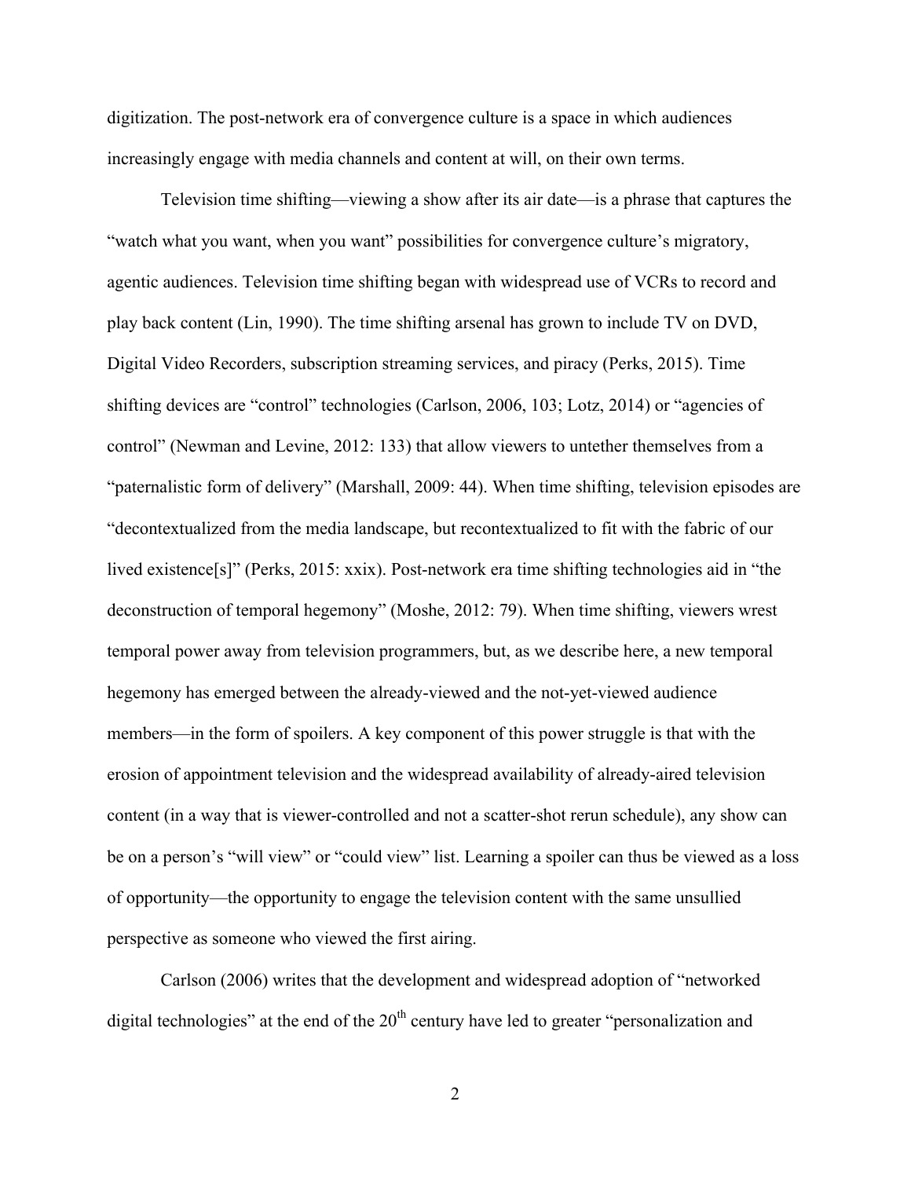digitization. The post-network era of convergence culture is a space in which audiences increasingly engage with media channels and content at will, on their own terms.

Television time shifting—viewing a show after its air date—is a phrase that captures the "watch what you want, when you want" possibilities for convergence culture's migratory, agentic audiences. Television time shifting began with widespread use of VCRs to record and play back content (Lin, 1990). The time shifting arsenal has grown to include TV on DVD, Digital Video Recorders, subscription streaming services, and piracy (Perks, 2015). Time shifting devices are "control" technologies (Carlson, 2006, 103; Lotz, 2014) or "agencies of control" (Newman and Levine, 2012: 133) that allow viewers to untether themselves from a "paternalistic form of delivery" (Marshall, 2009: 44). When time shifting, television episodes are "decontextualized from the media landscape, but recontextualized to fit with the fabric of our lived existence[s]" (Perks, 2015: xxix). Post-network era time shifting technologies aid in "the deconstruction of temporal hegemony" (Moshe, 2012: 79). When time shifting, viewers wrest temporal power away from television programmers, but, as we describe here, a new temporal hegemony has emerged between the already-viewed and the not-yet-viewed audience members—in the form of spoilers. A key component of this power struggle is that with the erosion of appointment television and the widespread availability of already-aired television content (in a way that is viewer-controlled and not a scatter-shot rerun schedule), any show can be on a person's "will view" or "could view" list. Learning a spoiler can thus be viewed as a loss of opportunity—the opportunity to engage the television content with the same unsullied perspective as someone who viewed the first airing.

Carlson (2006) writes that the development and widespread adoption of "networked digital technologies" at the end of the 20th century have led to greater "personalization and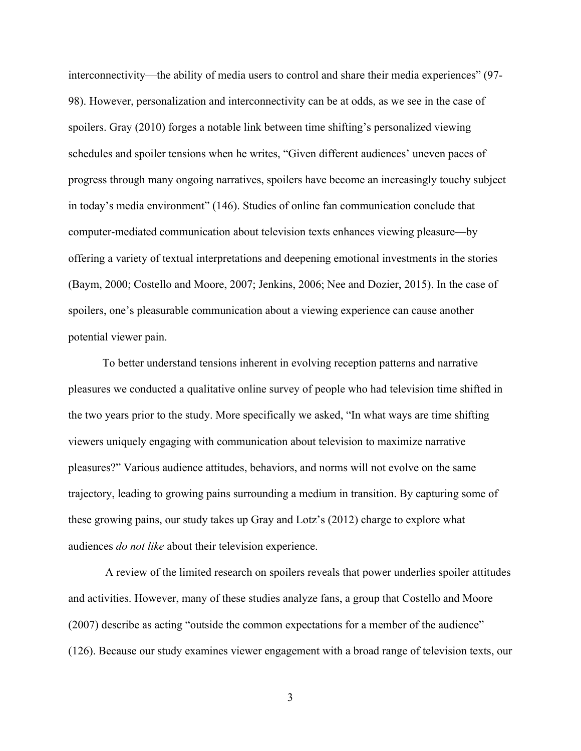interconnectivity—the ability of media users to control and share their media experiences" (97-98). However, personalization and interconnectivity can be at odds, as we see in the case of spoilers. Gray (2010) forges a notable link between time shifting's personalized viewing schedules and spoiler tensions when he writes, "Given different audiences' uneven paces of progress through many ongoing narratives, spoilers have become an increasingly touchy subject in today's media environment" (146). Studies of online fan communication conclude that computer-mediated communication about television texts enhances viewing pleasure—by offering a variety of textual interpretations and deepening emotional investments in the stories (Baym, 2000; Costello and Moore, 2007; Jenkins, 2006; Nee and Dozier, 2015). In the case of spoilers, one's pleasurable communication about a viewing experience can cause another potential viewer pain.

To better understand tensions inherent in evolving reception patterns and narrative pleasures we conducted a qualitative online survey of people who had television time shifted in the two years prior to the study. More specifically we asked, "In what ways are time shifting viewers uniquely engaging with communication about television to maximize narrative pleasures?" Various audience attitudes, behaviors, and norms will not evolve on the same trajectory, leading to growing pains surrounding a medium in transition. By capturing some of these growing pains, our study takes up Gray and Lotz's (2012) charge to explore what audiences *do not like* about their television experience.

A review of the limited research on spoilers reveals that power underlies spoiler attitudes and activities. However, many of these studies analyze fans, a group that Costello and Moore (2007) describe as acting "outside the common expectations for a member of the audience" (126). Because our study examines viewer engagement with a broad range of television texts, our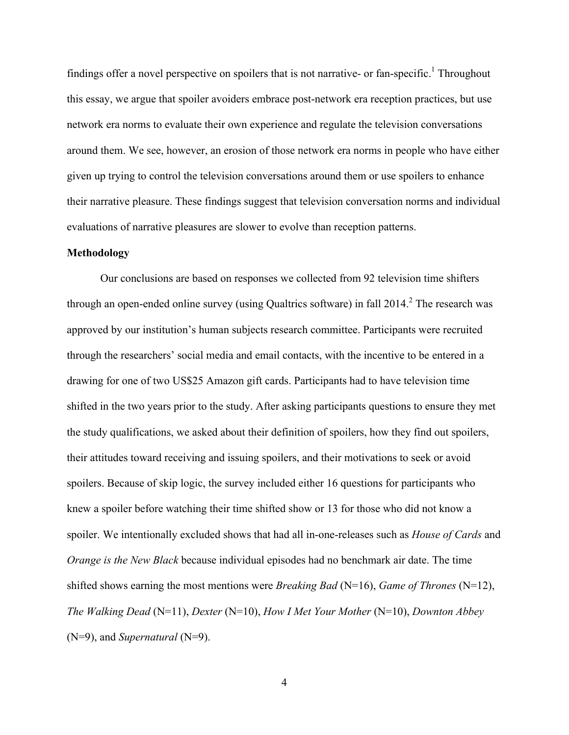findings offer a novel perspective on spoilers that is not narrative- or fan-specific.[1] Throughout this essay, we argue that spoiler avoiders embrace post-network era reception practices, but use network era norms to evaluate their own experience and regulate the television conversations around them. We see, however, an erosion of those network era norms in people who have either given up trying to control the television conversations around them or use spoilers to enhance their narrative pleasure. These findings suggest that television conversation norms and individual evaluations of narrative pleasures are slower to evolve than reception patterns.

**Methodology**

Our conclusions are based on responses we collected from 92 television time shifters through an open-ended online survey (using Qualtrics software) in fall 2014.[2] The research was approved by our institution's human subjects research committee. Participants were recruited through the researchers' social media and email contacts, with the incentive to be entered in a drawing for one of two US$25 Amazon gift cards. Participants had to have television time shifted in the two years prior to the study. After asking participants questions to ensure they met the study qualifications, we asked about their definition of spoilers, how they find out spoilers, their attitudes toward receiving and issuing spoilers, and their motivations to seek or avoid spoilers. Because of skip logic, the survey included either 16 questions for participants who knew a spoiler before watching their time shifted show or 13 for those who did not know a spoiler. We intentionally excluded shows that had all in-one-releases such as *House of Cards* and *Orange is the New Black* because individual episodes had no benchmark air date. The time shifted shows earning the most mentions were *Breaking Bad* (N=16), *Game of Thrones* (N=12), *The Walking Dead* (N=11), *Dexter* (N=10), *How I Met Your Mother* (N=10), *Downton Abbey* (N=9), and *Supernatural* (N=9).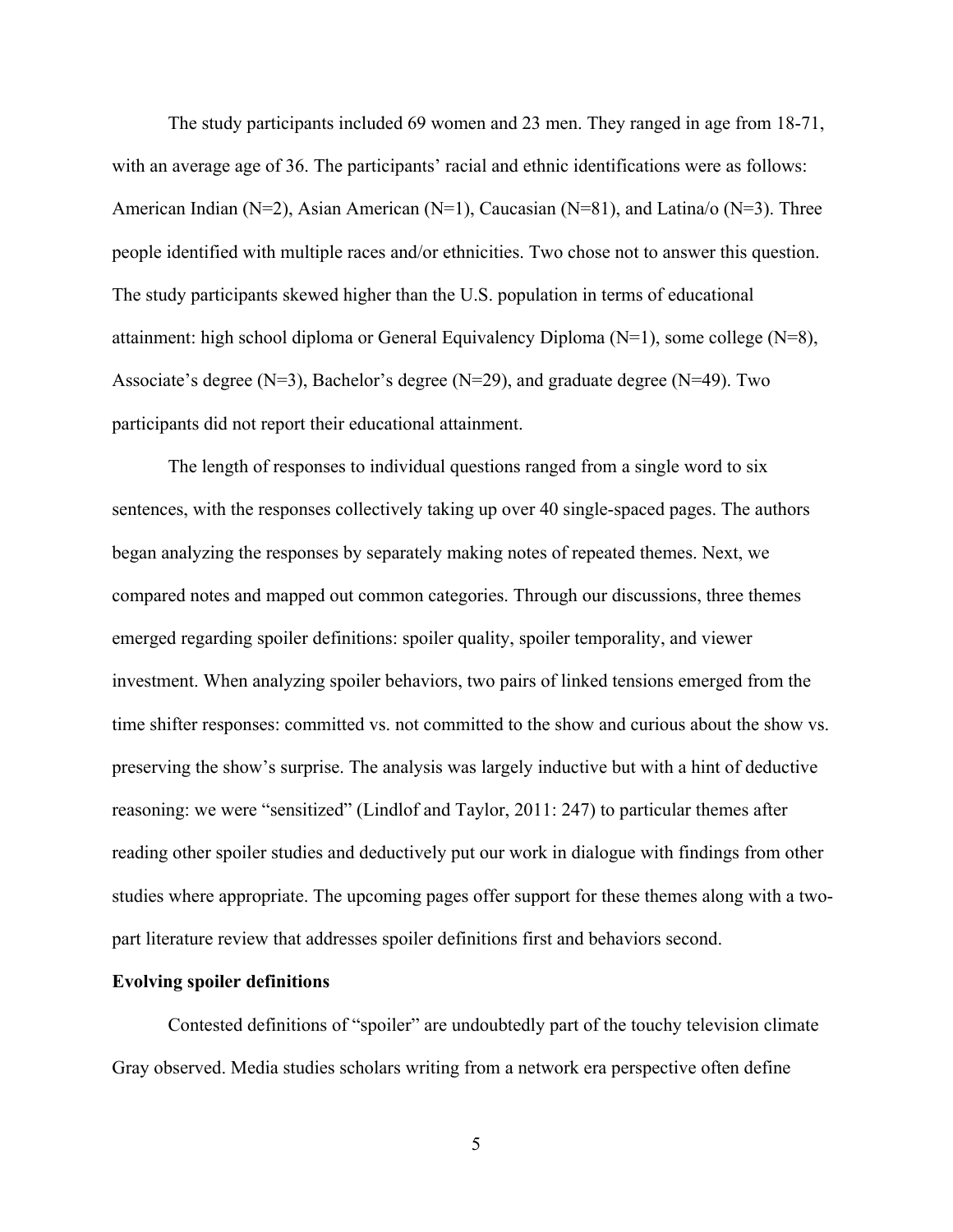The study participants included 69 women and 23 men. They ranged in age from 18-71, with an average age of 36. The participants' racial and ethnic identifications were as follows: American Indian (N=2), Asian American (N=1), Caucasian (N=81), and Latina/o (N=3). Three people identified with multiple races and/or ethnicities. Two chose not to answer this question. The study participants skewed higher than the U.S. population in terms of educational attainment: high school diploma or General Equivalency Diploma (N=1), some college (N=8), Associate's degree (N=3), Bachelor's degree (N=29), and graduate degree (N=49). Two participants did not report their educational attainment.

The length of responses to individual questions ranged from a single word to six sentences, with the responses collectively taking up over 40 single-spaced pages. The authors began analyzing the responses by separately making notes of repeated themes. Next, we compared notes and mapped out common categories. Through our discussions, three themes emerged regarding spoiler definitions: spoiler quality, spoiler temporality, and viewer investment. When analyzing spoiler behaviors, two pairs of linked tensions emerged from the time shifter responses: committed vs. not committed to the show and curious about the show vs. preserving the show's surprise. The analysis was largely inductive but with a hint of deductive reasoning: we were "sensitized" (Lindlof and Taylor, 2011: 247) to particular themes after reading other spoiler studies and deductively put our work in dialogue with findings from other studies where appropriate. The upcoming pages offer support for these themes along with a two-part literature review that addresses spoiler definitions first and behaviors second.

**Evolving spoiler definitions**

Contested definitions of "spoiler" are undoubtedly part of the touchy television climate Gray observed. Media studies scholars writing from a network era perspective often define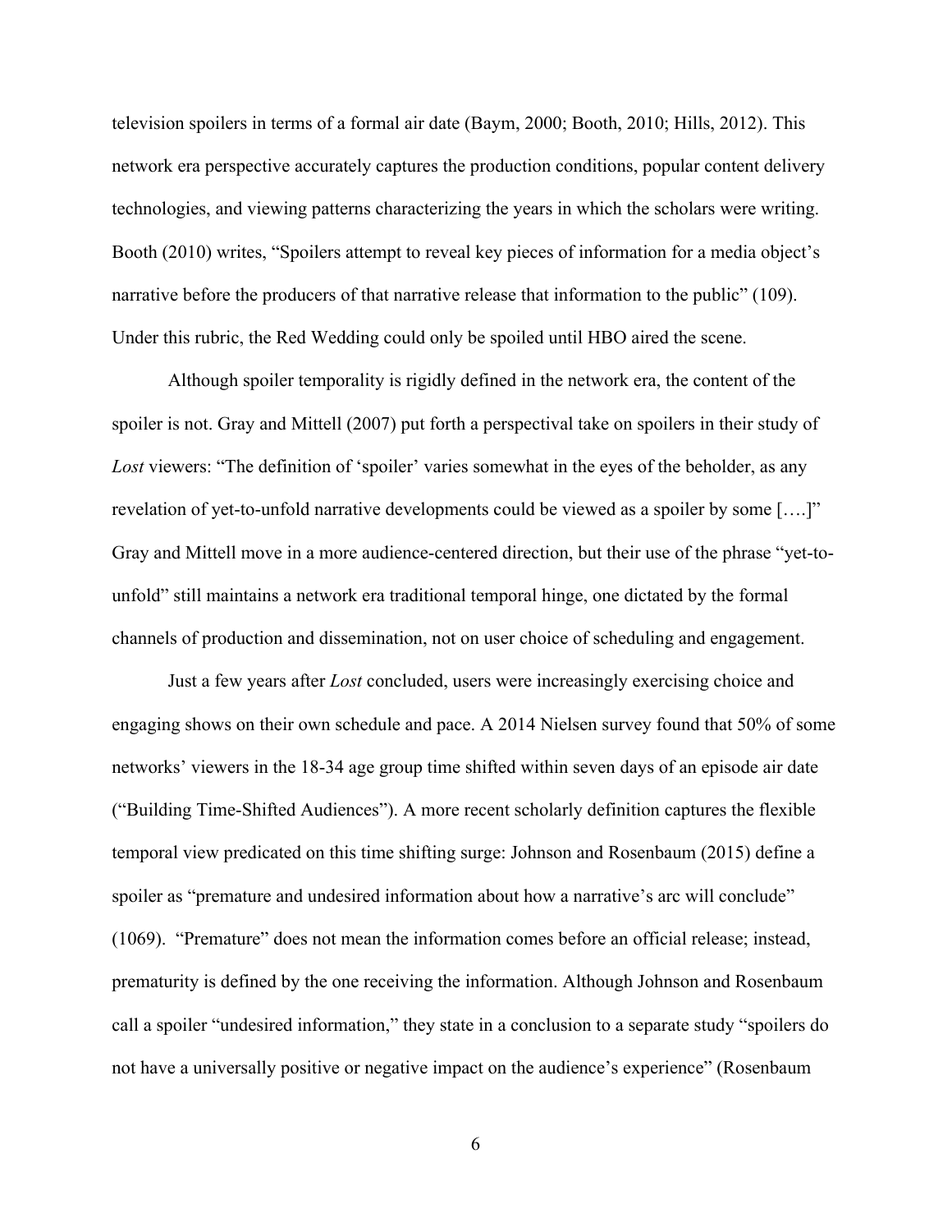television spoilers in terms of a formal air date (Baym, 2000; Booth, 2010; Hills, 2012). This network era perspective accurately captures the production conditions, popular content delivery technologies, and viewing patterns characterizing the years in which the scholars were writing. Booth (2010) writes, "Spoilers attempt to reveal key pieces of information for a media object's narrative before the producers of that narrative release that information to the public" (109). Under this rubric, the Red Wedding could only be spoiled until HBO aired the scene.

Although spoiler temporality is rigidly defined in the network era, the content of the spoiler is not. Gray and Mittell (2007) put forth a perspectival take on spoilers in their study of *Lost* viewers: "The definition of 'spoiler' varies somewhat in the eyes of the beholder, as any revelation of yet-to-unfold narrative developments could be viewed as a spoiler by some [….]" Gray and Mittell move in a more audience-centered direction, but their use of the phrase "yet-to-unfold" still maintains a network era traditional temporal hinge, one dictated by the formal channels of production and dissemination, not on user choice of scheduling and engagement.

Just a few years after *Lost* concluded, users were increasingly exercising choice and engaging shows on their own schedule and pace. A 2014 Nielsen survey found that 50% of some networks' viewers in the 18-34 age group time shifted within seven days of an episode air date ("Building Time-Shifted Audiences"). A more recent scholarly definition captures the flexible temporal view predicated on this time shifting surge: Johnson and Rosenbaum (2015) define a spoiler as "premature and undesired information about how a narrative's arc will conclude" (1069). "Premature" does not mean the information comes before an official release; instead, prematurity is defined by the one receiving the information. Although Johnson and Rosenbaum call a spoiler "undesired information," they state in a conclusion to a separate study "spoilers do not have a universally positive or negative impact on the audience's experience" (Rosenbaum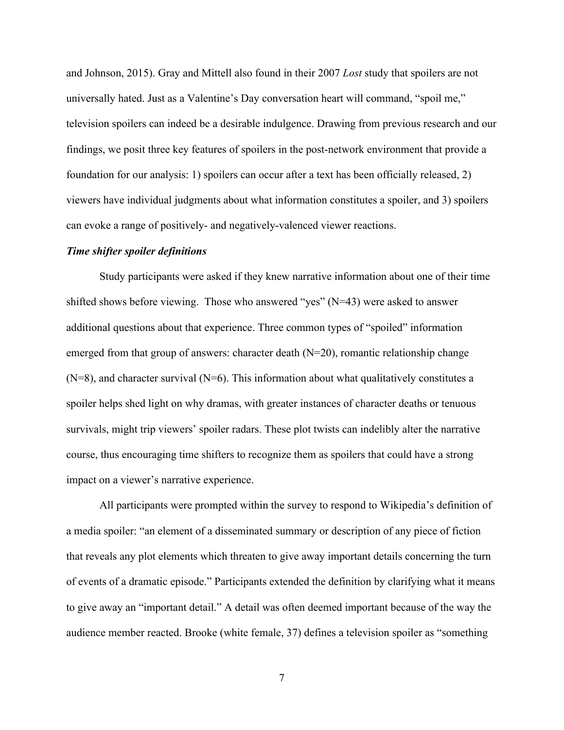and Johnson, 2015). Gray and Mittell also found in their 2007 *Lost* study that spoilers are not universally hated. Just as a Valentine's Day conversation heart will command, "spoil me," television spoilers can indeed be a desirable indulgence. Drawing from previous research and our findings, we posit three key features of spoilers in the post-network environment that provide a foundation for our analysis: 1) spoilers can occur after a text has been officially released, 2) viewers have individual judgments about what information constitutes a spoiler, and 3) spoilers can evoke a range of positively- and negatively-valenced viewer reactions.

### *Time shifter spoiler definitions*

Study participants were asked if they knew narrative information about one of their time shifted shows before viewing. Those who answered "yes" (N=43) were asked to answer additional questions about that experience. Three common types of "spoiled" information emerged from that group of answers: character death (N=20), romantic relationship change (N=8), and character survival (N=6). This information about what qualitatively constitutes a spoiler helps shed light on why dramas, with greater instances of character deaths or tenuous survivals, might trip viewers' spoiler radars. These plot twists can indelibly alter the narrative course, thus encouraging time shifters to recognize them as spoilers that could have a strong impact on a viewer's narrative experience.

All participants were prompted within the survey to respond to Wikipedia's definition of a media spoiler: "an element of a disseminated summary or description of any piece of fiction that reveals any plot elements which threaten to give away important details concerning the turn of events of a dramatic episode." Participants extended the definition by clarifying what it means to give away an "important detail." A detail was often deemed important because of the way the audience member reacted. Brooke (white female, 37) defines a television spoiler as "something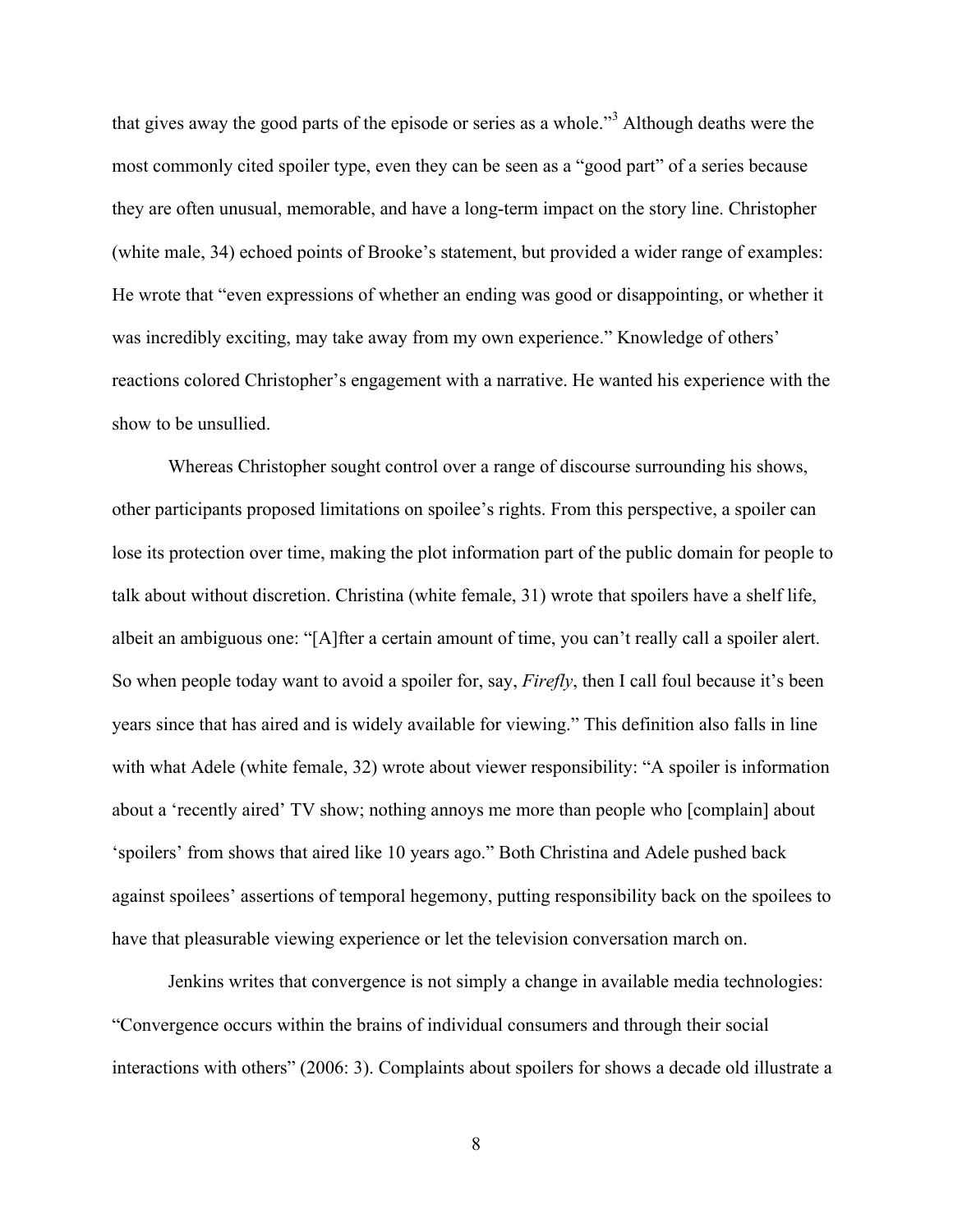that gives away the good parts of the episode or series as a whole."[3] Although deaths were the most commonly cited spoiler type, even they can be seen as a "good part" of a series because they are often unusual, memorable, and have a long-term impact on the story line. Christopher (white male, 34) echoed points of Brooke's statement, but provided a wider range of examples: He wrote that "even expressions of whether an ending was good or disappointing, or whether it was incredibly exciting, may take away from my own experience." Knowledge of others' reactions colored Christopher's engagement with a narrative. He wanted his experience with the show to be unsullied.

Whereas Christopher sought control over a range of discourse surrounding his shows, other participants proposed limitations on spoilee's rights. From this perspective, a spoiler can lose its protection over time, making the plot information part of the public domain for people to talk about without discretion. Christina (white female, 31) wrote that spoilers have a shelf life, albeit an ambiguous one: "[A]fter a certain amount of time, you can't really call a spoiler alert. So when people today want to avoid a spoiler for, say, *Firefly*, then I call foul because it's been years since that has aired and is widely available for viewing." This definition also falls in line with what Adele (white female, 32) wrote about viewer responsibility: "A spoiler is information about a 'recently aired' TV show; nothing annoys me more than people who [complain] about 'spoilers' from shows that aired like 10 years ago." Both Christina and Adele pushed back against spoilees' assertions of temporal hegemony, putting responsibility back on the spoilees to have that pleasurable viewing experience or let the television conversation march on.

Jenkins writes that convergence is not simply a change in available media technologies: "Convergence occurs within the brains of individual consumers and through their social interactions with others" (2006: 3). Complaints about spoilers for shows a decade old illustrate a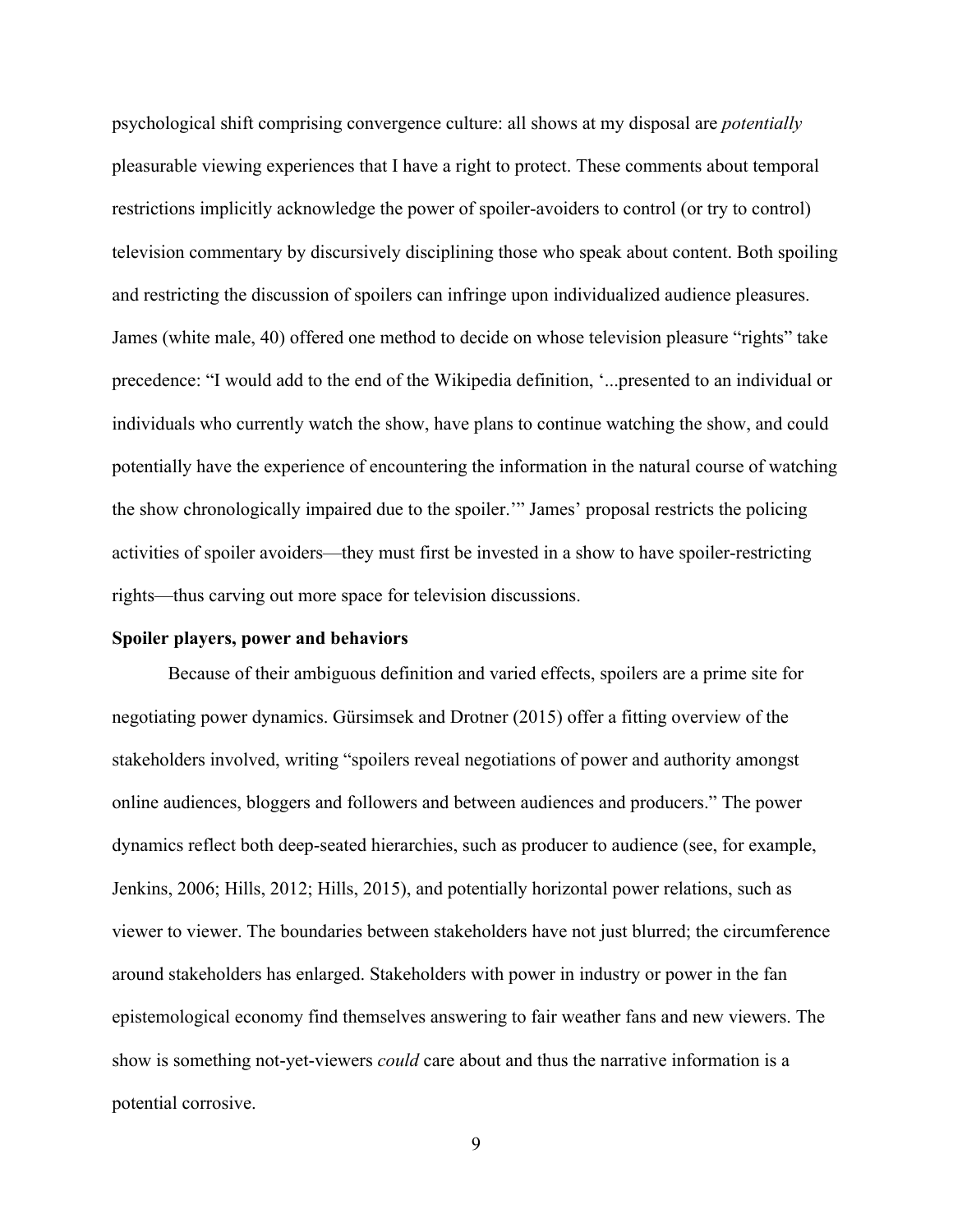psychological shift comprising convergence culture: all shows at my disposal are *potentially* pleasurable viewing experiences that I have a right to protect. These comments about temporal restrictions implicitly acknowledge the power of spoiler-avoiders to control (or try to control) television commentary by discursively disciplining those who speak about content. Both spoiling and restricting the discussion of spoilers can infringe upon individualized audience pleasures. James (white male, 40) offered one method to decide on whose television pleasure "rights" take precedence: "I would add to the end of the Wikipedia definition, '...presented to an individual or individuals who currently watch the show, have plans to continue watching the show, and could potentially have the experience of encountering the information in the natural course of watching the show chronologically impaired due to the spoiler.'" James' proposal restricts the policing activities of spoiler avoiders—they must first be invested in a show to have spoiler-restricting rights—thus carving out more space for television discussions.

**Spoiler players, power and behaviors**

Because of their ambiguous definition and varied effects, spoilers are a prime site for negotiating power dynamics. Gürsimsek and Drotner (2015) offer a fitting overview of the stakeholders involved, writing "spoilers reveal negotiations of power and authority amongst online audiences, bloggers and followers and between audiences and producers." The power dynamics reflect both deep-seated hierarchies, such as producer to audience (see, for example, Jenkins, 2006; Hills, 2012; Hills, 2015), and potentially horizontal power relations, such as viewer to viewer. The boundaries between stakeholders have not just blurred; the circumference around stakeholders has enlarged. Stakeholders with power in industry or power in the fan epistemological economy find themselves answering to fair weather fans and new viewers. The show is something not-yet-viewers *could* care about and thus the narrative information is a potential corrosive.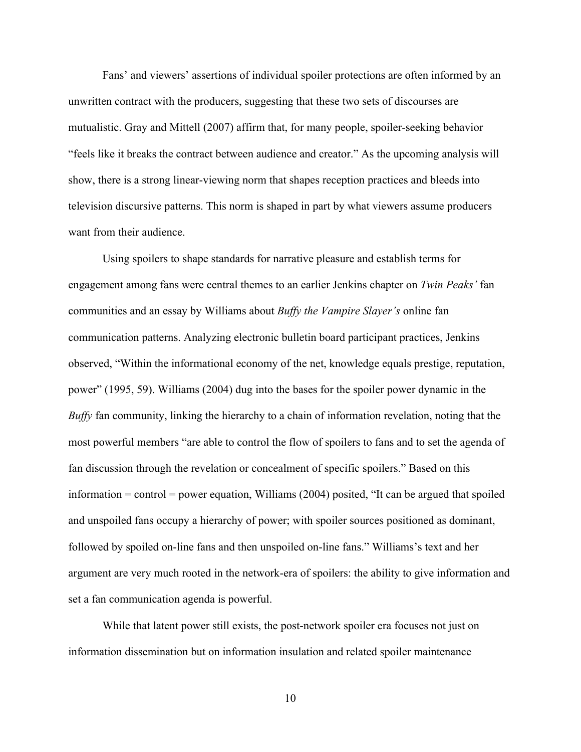Fans' and viewers' assertions of individual spoiler protections are often informed by an unwritten contract with the producers, suggesting that these two sets of discourses are mutualistic. Gray and Mittell (2007) affirm that, for many people, spoiler-seeking behavior "feels like it breaks the contract between audience and creator." As the upcoming analysis will show, there is a strong linear-viewing norm that shapes reception practices and bleeds into television discursive patterns. This norm is shaped in part by what viewers assume producers want from their audience.

Using spoilers to shape standards for narrative pleasure and establish terms for engagement among fans were central themes to an earlier Jenkins chapter on *Twin Peaks'* fan communities and an essay by Williams about *Buffy the Vampire Slayer's* online fan communication patterns. Analyzing electronic bulletin board participant practices, Jenkins observed, "Within the informational economy of the net, knowledge equals prestige, reputation, power" (1995, 59). Williams (2004) dug into the bases for the spoiler power dynamic in the *Buffy* fan community, linking the hierarchy to a chain of information revelation, noting that the most powerful members "are able to control the flow of spoilers to fans and to set the agenda of fan discussion through the revelation or concealment of specific spoilers." Based on this information = control = power equation, Williams (2004) posited, "It can be argued that spoiled and unspoiled fans occupy a hierarchy of power; with spoiler sources positioned as dominant, followed by spoiled on-line fans and then unspoiled on-line fans." Williams's text and her argument are very much rooted in the network-era of spoilers: the ability to give information and set a fan communication agenda is powerful.

While that latent power still exists, the post-network spoiler era focuses not just on information dissemination but on information insulation and related spoiler maintenance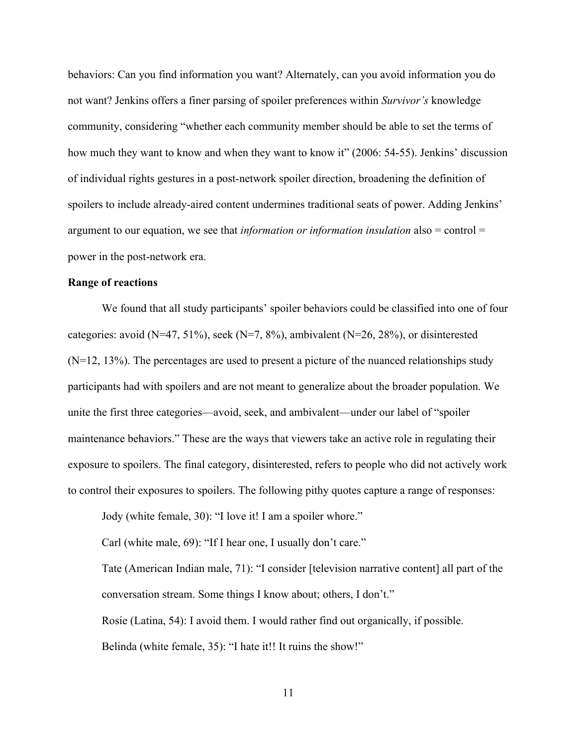behaviors: Can you find information you want? Alternately, can you avoid information you do not want? Jenkins offers a finer parsing of spoiler preferences within *Survivor's* knowledge community, considering "whether each community member should be able to set the terms of how much they want to know and when they want to know it" (2006: 54-55). Jenkins' discussion of individual rights gestures in a post-network spoiler direction, broadening the definition of spoilers to include already-aired content undermines traditional seats of power. Adding Jenkins' argument to our equation, we see that *information or information insulation* also = control = power in the post-network era.

**Range of reactions**

We found that all study participants' spoiler behaviors could be classified into one of four categories: avoid (N=47, 51%), seek (N=7, 8%), ambivalent (N=26, 28%), or disinterested (N=12, 13%). The percentages are used to present a picture of the nuanced relationships study participants had with spoilers and are not meant to generalize about the broader population. We unite the first three categories—avoid, seek, and ambivalent—under our label of "spoiler maintenance behaviors." These are the ways that viewers take an active role in regulating their exposure to spoilers. The final category, disinterested, refers to people who did not actively work to control their exposures to spoilers. The following pithy quotes capture a range of responses:

> Jody (white female, 30): "I love it! I am a spoiler whore."
>
> Carl (white male, 69): "If I hear one, I usually don't care."
>
> Tate (American Indian male, 71): "I consider [television narrative content] all part of the conversation stream. Some things I know about; others, I don't."
>
> Rosie (Latina, 54): I avoid them. I would rather find out organically, if possible.
>
> Belinda (white female, 35): "I hate it!! It ruins the show!"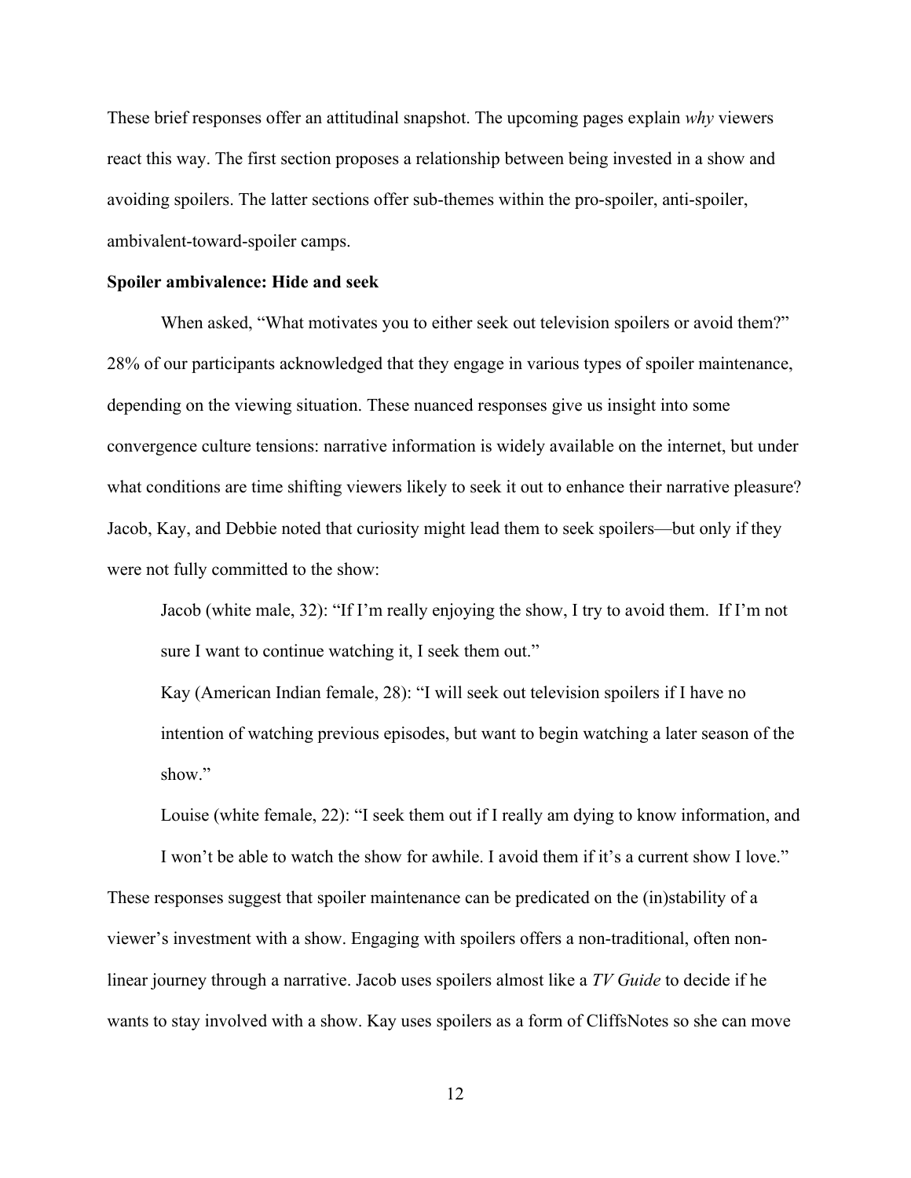These brief responses offer an attitudinal snapshot. The upcoming pages explain *why* viewers react this way. The first section proposes a relationship between being invested in a show and avoiding spoilers. The latter sections offer sub-themes within the pro-spoiler, anti-spoiler, ambivalent-toward-spoiler camps.

**Spoiler ambivalence: Hide and seek**

When asked, "What motivates you to either seek out television spoilers or avoid them?" 28% of our participants acknowledged that they engage in various types of spoiler maintenance, depending on the viewing situation. These nuanced responses give us insight into some convergence culture tensions: narrative information is widely available on the internet, but under what conditions are time shifting viewers likely to seek it out to enhance their narrative pleasure? Jacob, Kay, and Debbie noted that curiosity might lead them to seek spoilers—but only if they were not fully committed to the show:

> Jacob (white male, 32): "If I'm really enjoying the show, I try to avoid them. If I'm not sure I want to continue watching it, I seek them out."
>
> Kay (American Indian female, 28): "I will seek out television spoilers if I have no intention of watching previous episodes, but want to begin watching a later season of the show."
>
> Louise (white female, 22): "I seek them out if I really am dying to know information, and I won't be able to watch the show for awhile. I avoid them if it's a current show I love."

These responses suggest that spoiler maintenance can be predicated on the (in)stability of a viewer's investment with a show. Engaging with spoilers offers a non-traditional, often non-linear journey through a narrative. Jacob uses spoilers almost like a *TV Guide* to decide if he wants to stay involved with a show. Kay uses spoilers as a form of CliffsNotes so she can move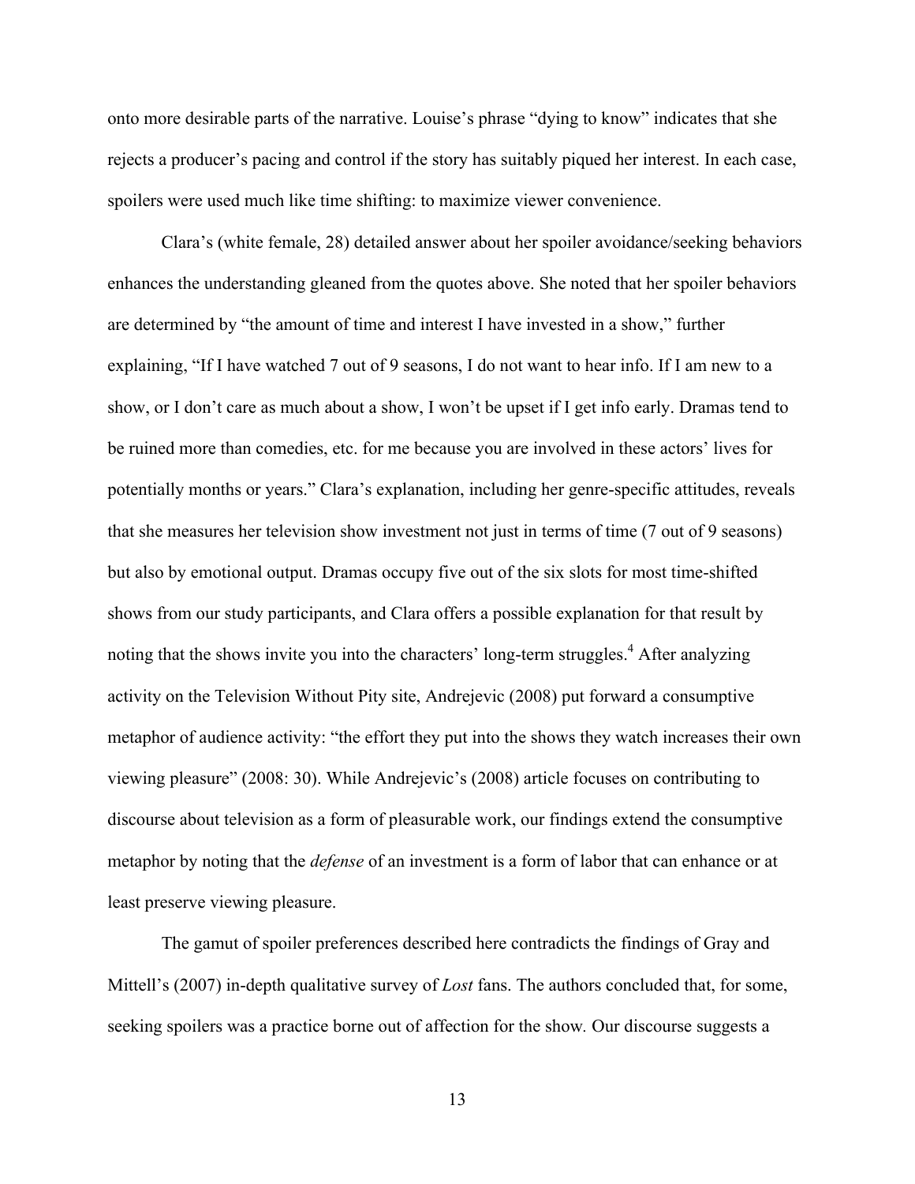onto more desirable parts of the narrative. Louise's phrase "dying to know" indicates that she rejects a producer's pacing and control if the story has suitably piqued her interest. In each case, spoilers were used much like time shifting: to maximize viewer convenience.

Clara's (white female, 28) detailed answer about her spoiler avoidance/seeking behaviors enhances the understanding gleaned from the quotes above. She noted that her spoiler behaviors are determined by "the amount of time and interest I have invested in a show," further explaining, "If I have watched 7 out of 9 seasons, I do not want to hear info. If I am new to a show, or I don't care as much about a show, I won't be upset if I get info early. Dramas tend to be ruined more than comedies, etc. for me because you are involved in these actors' lives for potentially months or years." Clara's explanation, including her genre-specific attitudes, reveals that she measures her television show investment not just in terms of time (7 out of 9 seasons) but also by emotional output. Dramas occupy five out of the six slots for most time-shifted shows from our study participants, and Clara offers a possible explanation for that result by noting that the shows invite you into the characters' long-term struggles.[4] After analyzing activity on the Television Without Pity site, Andrejevic (2008) put forward a consumptive metaphor of audience activity: "the effort they put into the shows they watch increases their own viewing pleasure" (2008: 30). While Andrejevic's (2008) article focuses on contributing to discourse about television as a form of pleasurable work, our findings extend the consumptive metaphor by noting that the *defense* of an investment is a form of labor that can enhance or at least preserve viewing pleasure.

The gamut of spoiler preferences described here contradicts the findings of Gray and Mittell's (2007) in-depth qualitative survey of *Lost* fans. The authors concluded that, for some, seeking spoilers was a practice borne out of affection for the show. Our discourse suggests a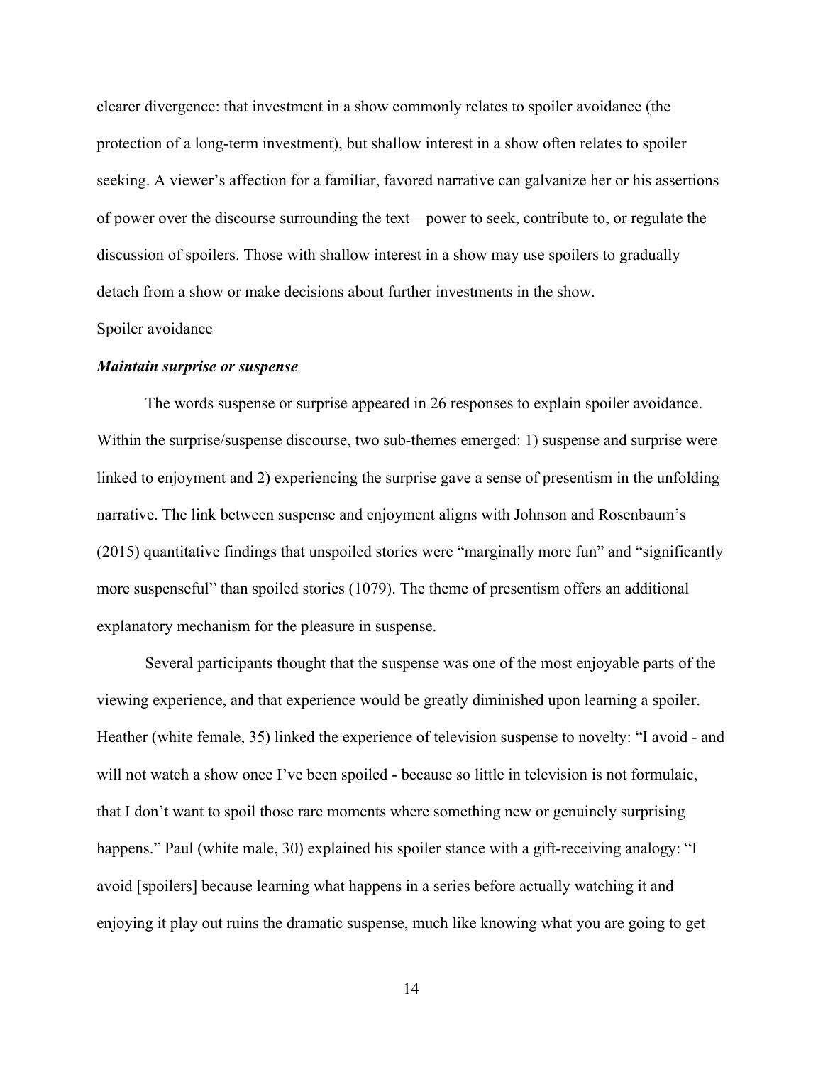clearer divergence: that investment in a show commonly relates to spoiler avoidance (the protection of a long-term investment), but shallow interest in a show often relates to spoiler seeking. A viewer's affection for a familiar, favored narrative can galvanize her or his assertions of power over the discourse surrounding the text—power to seek, contribute to, or regulate the discussion of spoilers. Those with shallow interest in a show may use spoilers to gradually detach from a show or make decisions about further investments in the show.

## Spoiler avoidance

### *Maintain surprise or suspense*

The words suspense or surprise appeared in 26 responses to explain spoiler avoidance. Within the surprise/suspense discourse, two sub-themes emerged: 1) suspense and surprise were linked to enjoyment and 2) experiencing the surprise gave a sense of presentism in the unfolding narrative. The link between suspense and enjoyment aligns with Johnson and Rosenbaum's (2015) quantitative findings that unspoiled stories were "marginally more fun" and "significantly more suspenseful" than spoiled stories (1079). The theme of presentism offers an additional explanatory mechanism for the pleasure in suspense.

Several participants thought that the suspense was one of the most enjoyable parts of the viewing experience, and that experience would be greatly diminished upon learning a spoiler. Heather (white female, 35) linked the experience of television suspense to novelty: "I avoid - and will not watch a show once I've been spoiled - because so little in television is not formulaic, that I don't want to spoil those rare moments where something new or genuinely surprising happens." Paul (white male, 30) explained his spoiler stance with a gift-receiving analogy: "I avoid [spoilers] because learning what happens in a series before actually watching it and enjoying it play out ruins the dramatic suspense, much like knowing what you are going to get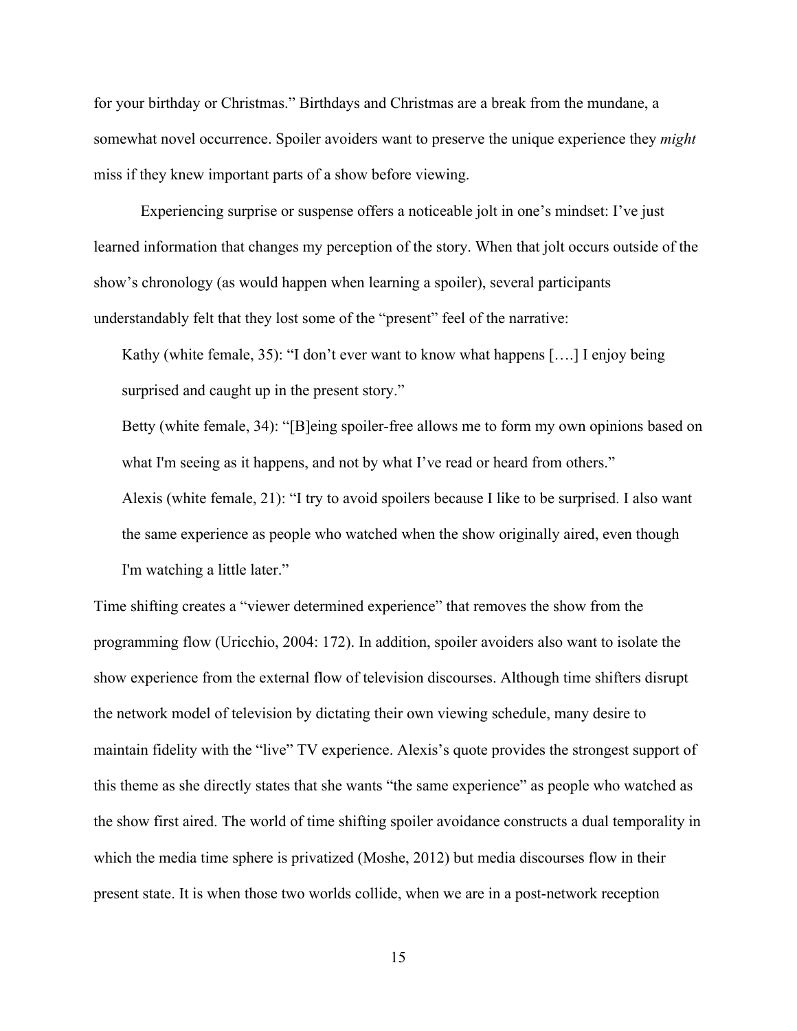for your birthday or Christmas." Birthdays and Christmas are a break from the mundane, a somewhat novel occurrence. Spoiler avoiders want to preserve the unique experience they *might* miss if they knew important parts of a show before viewing.

Experiencing surprise or suspense offers a noticeable jolt in one's mindset: I've just learned information that changes my perception of the story. When that jolt occurs outside of the show's chronology (as would happen when learning a spoiler), several participants understandably felt that they lost some of the "present" feel of the narrative:

> Kathy (white female, 35): "I don't ever want to know what happens [….] I enjoy being surprised and caught up in the present story."
>
> Betty (white female, 34): "[B]eing spoiler-free allows me to form my own opinions based on what I'm seeing as it happens, and not by what I've read or heard from others."
>
> Alexis (white female, 21): "I try to avoid spoilers because I like to be surprised. I also want the same experience as people who watched when the show originally aired, even though I'm watching a little later."

Time shifting creates a "viewer determined experience" that removes the show from the programming flow (Uricchio, 2004: 172). In addition, spoiler avoiders also want to isolate the show experience from the external flow of television discourses. Although time shifters disrupt the network model of television by dictating their own viewing schedule, many desire to maintain fidelity with the "live" TV experience. Alexis's quote provides the strongest support of this theme as she directly states that she wants "the same experience" as people who watched as the show first aired. The world of time shifting spoiler avoidance constructs a dual temporality in which the media time sphere is privatized (Moshe, 2012) but media discourses flow in their present state. It is when those two worlds collide, when we are in a post-network reception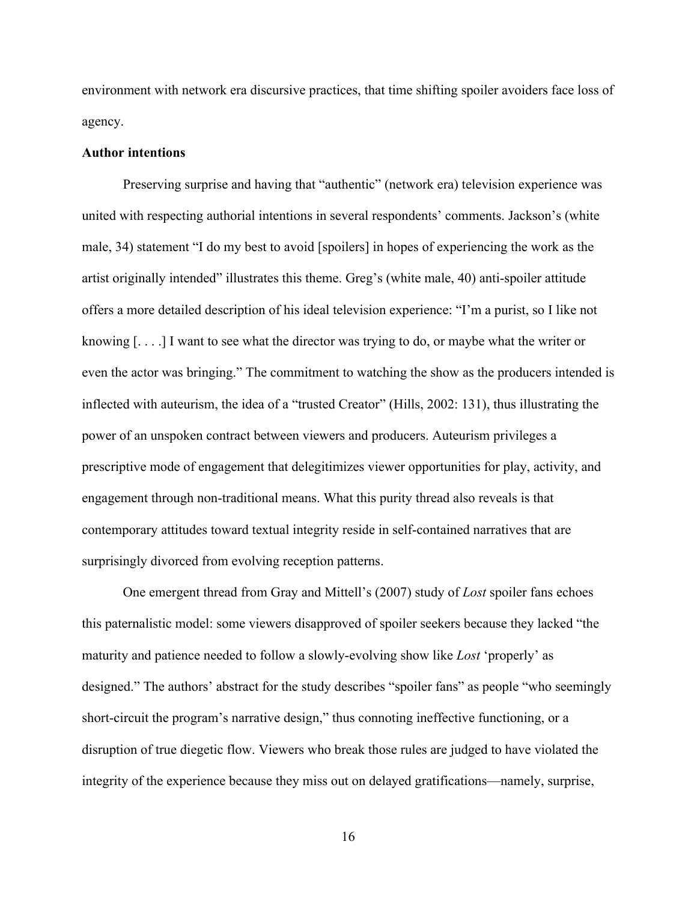environment with network era discursive practices, that time shifting spoiler avoiders face loss of agency.

**Author intentions**

Preserving surprise and having that "authentic" (network era) television experience was united with respecting authorial intentions in several respondents' comments. Jackson's (white male, 34) statement "I do my best to avoid [spoilers] in hopes of experiencing the work as the artist originally intended" illustrates this theme. Greg's (white male, 40) anti-spoiler attitude offers a more detailed description of his ideal television experience: "I'm a purist, so I like not knowing [. . . .] I want to see what the director was trying to do, or maybe what the writer or even the actor was bringing." The commitment to watching the show as the producers intended is inflected with auteurism, the idea of a "trusted Creator" (Hills, 2002: 131), thus illustrating the power of an unspoken contract between viewers and producers. Auteurism privileges a prescriptive mode of engagement that delegitimizes viewer opportunities for play, activity, and engagement through non-traditional means. What this purity thread also reveals is that contemporary attitudes toward textual integrity reside in self-contained narratives that are surprisingly divorced from evolving reception patterns.

One emergent thread from Gray and Mittell's (2007) study of *Lost* spoiler fans echoes this paternalistic model: some viewers disapproved of spoiler seekers because they lacked "the maturity and patience needed to follow a slowly-evolving show like *Lost* 'properly' as designed." The authors' abstract for the study describes "spoiler fans" as people "who seemingly short-circuit the program's narrative design," thus connoting ineffective functioning, or a disruption of true diegetic flow. Viewers who break those rules are judged to have violated the integrity of the experience because they miss out on delayed gratifications—namely, surprise,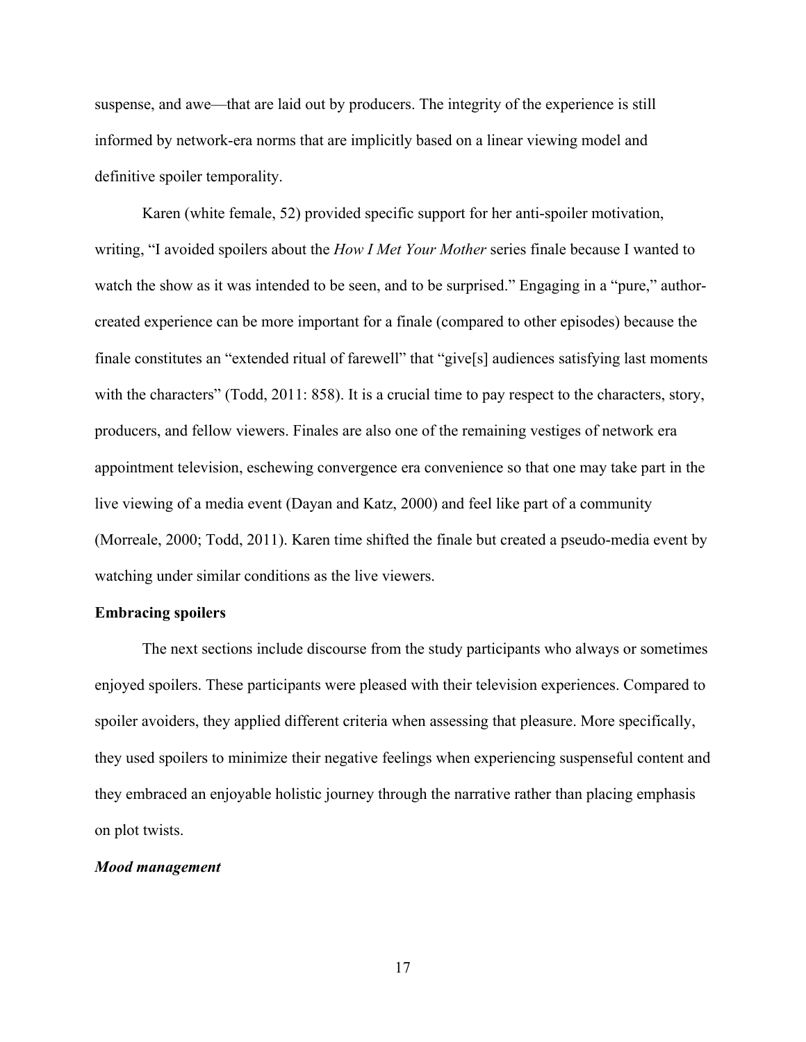suspense, and awe—that are laid out by producers. The integrity of the experience is still informed by network-era norms that are implicitly based on a linear viewing model and definitive spoiler temporality.

Karen (white female, 52) provided specific support for her anti-spoiler motivation, writing, "I avoided spoilers about the *How I Met Your Mother* series finale because I wanted to watch the show as it was intended to be seen, and to be surprised." Engaging in a "pure," author-created experience can be more important for a finale (compared to other episodes) because the finale constitutes an "extended ritual of farewell" that "give[s] audiences satisfying last moments with the characters" (Todd, 2011: 858). It is a crucial time to pay respect to the characters, story, producers, and fellow viewers. Finales are also one of the remaining vestiges of network era appointment television, eschewing convergence era convenience so that one may take part in the live viewing of a media event (Dayan and Katz, 2000) and feel like part of a community (Morreale, 2000; Todd, 2011). Karen time shifted the finale but created a pseudo-media event by watching under similar conditions as the live viewers.

## Embracing spoilers

The next sections include discourse from the study participants who always or sometimes enjoyed spoilers. These participants were pleased with their television experiences. Compared to spoiler avoiders, they applied different criteria when assessing that pleasure. More specifically, they used spoilers to minimize their negative feelings when experiencing suspenseful content and they embraced an enjoyable holistic journey through the narrative rather than placing emphasis on plot twists.

### *Mood management*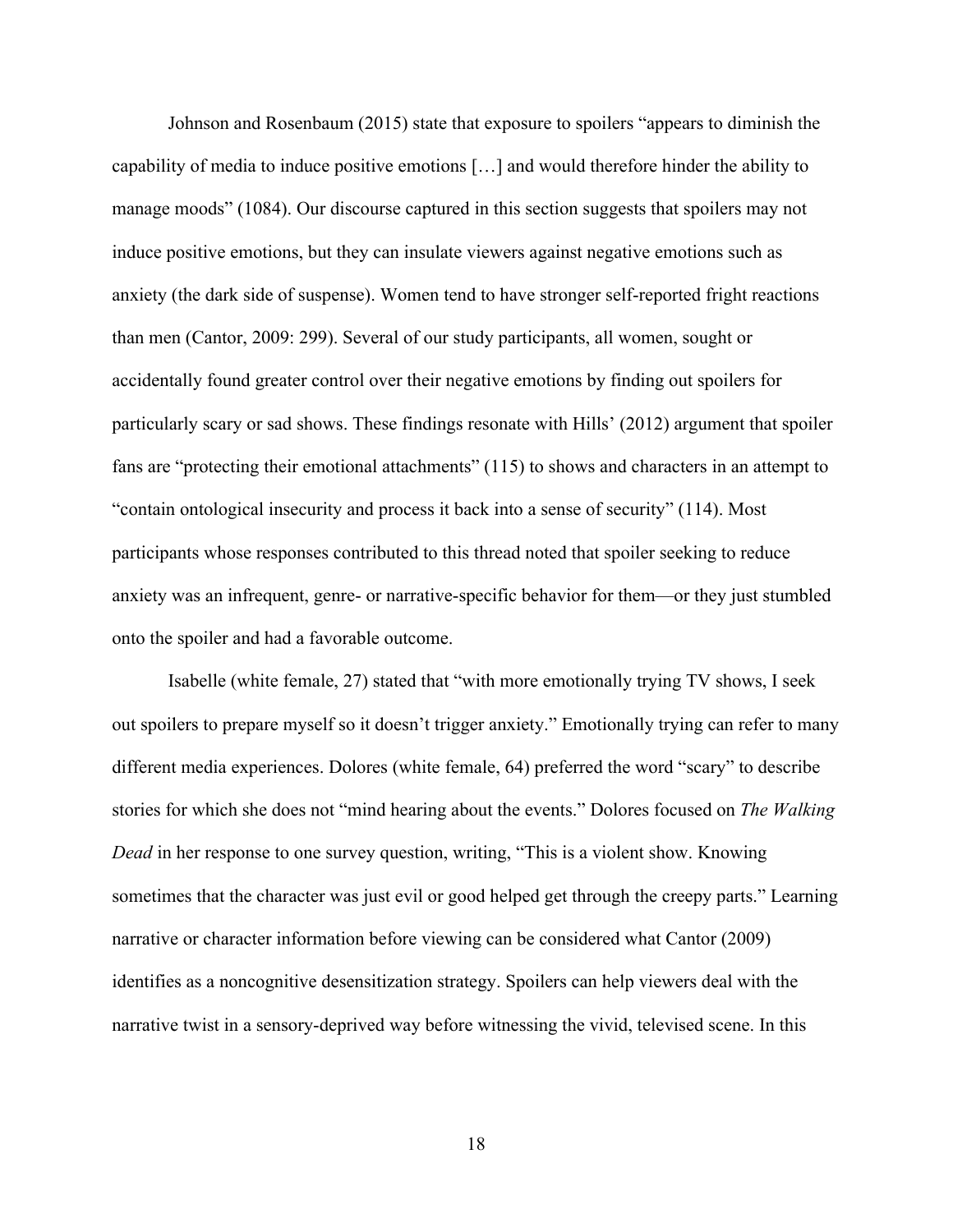Johnson and Rosenbaum (2015) state that exposure to spoilers "appears to diminish the capability of media to induce positive emotions […] and would therefore hinder the ability to manage moods" (1084). Our discourse captured in this section suggests that spoilers may not induce positive emotions, but they can insulate viewers against negative emotions such as anxiety (the dark side of suspense). Women tend to have stronger self-reported fright reactions than men (Cantor, 2009: 299). Several of our study participants, all women, sought or accidentally found greater control over their negative emotions by finding out spoilers for particularly scary or sad shows. These findings resonate with Hills' (2012) argument that spoiler fans are "protecting their emotional attachments" (115) to shows and characters in an attempt to "contain ontological insecurity and process it back into a sense of security" (114). Most participants whose responses contributed to this thread noted that spoiler seeking to reduce anxiety was an infrequent, genre- or narrative-specific behavior for them—or they just stumbled onto the spoiler and had a favorable outcome.

Isabelle (white female, 27) stated that "with more emotionally trying TV shows, I seek out spoilers to prepare myself so it doesn't trigger anxiety." Emotionally trying can refer to many different media experiences. Dolores (white female, 64) preferred the word "scary" to describe stories for which she does not "mind hearing about the events." Dolores focused on *The Walking Dead* in her response to one survey question, writing, "This is a violent show. Knowing sometimes that the character was just evil or good helped get through the creepy parts." Learning narrative or character information before viewing can be considered what Cantor (2009) identifies as a noncognitive desensitization strategy. Spoilers can help viewers deal with the narrative twist in a sensory-deprived way before witnessing the vivid, televised scene. In this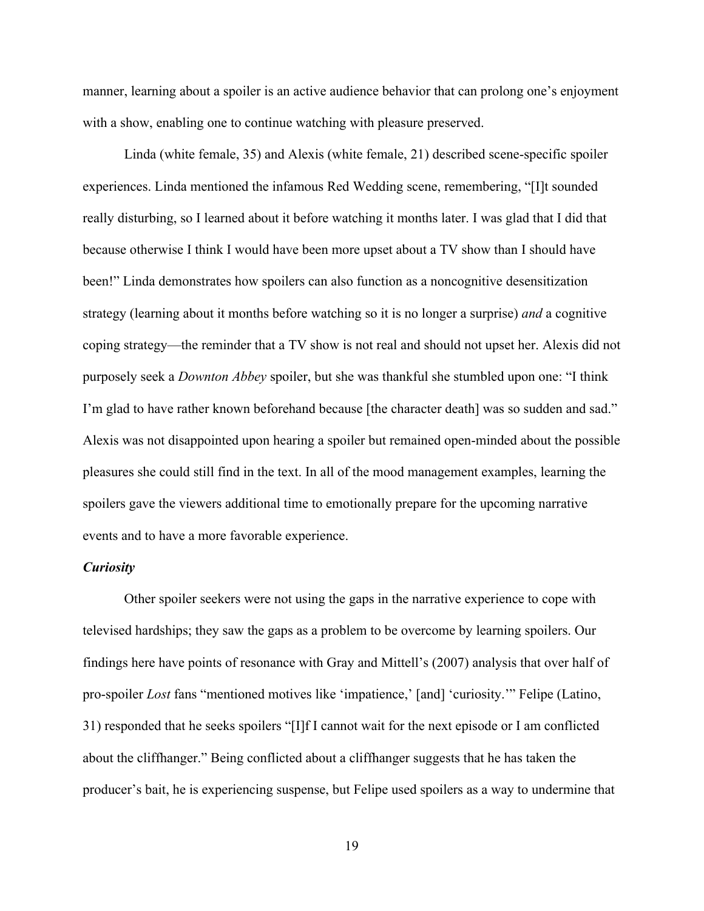manner, learning about a spoiler is an active audience behavior that can prolong one's enjoyment with a show, enabling one to continue watching with pleasure preserved.

Linda (white female, 35) and Alexis (white female, 21) described scene-specific spoiler experiences. Linda mentioned the infamous Red Wedding scene, remembering, "[I]t sounded really disturbing, so I learned about it before watching it months later. I was glad that I did that because otherwise I think I would have been more upset about a TV show than I should have been!" Linda demonstrates how spoilers can also function as a noncognitive desensitization strategy (learning about it months before watching so it is no longer a surprise) *and* a cognitive coping strategy—the reminder that a TV show is not real and should not upset her. Alexis did not purposely seek a *Downton Abbey* spoiler, but she was thankful she stumbled upon one: "I think I'm glad to have rather known beforehand because [the character death] was so sudden and sad." Alexis was not disappointed upon hearing a spoiler but remained open-minded about the possible pleasures she could still find in the text. In all of the mood management examples, learning the spoilers gave the viewers additional time to emotionally prepare for the upcoming narrative events and to have a more favorable experience.

***Curiosity***

Other spoiler seekers were not using the gaps in the narrative experience to cope with televised hardships; they saw the gaps as a problem to be overcome by learning spoilers. Our findings here have points of resonance with Gray and Mittell's (2007) analysis that over half of pro-spoiler *Lost* fans "mentioned motives like 'impatience,' [and] 'curiosity.'" Felipe (Latino, 31) responded that he seeks spoilers "[I]f I cannot wait for the next episode or I am conflicted about the cliffhanger." Being conflicted about a cliffhanger suggests that he has taken the producer's bait, he is experiencing suspense, but Felipe used spoilers as a way to undermine that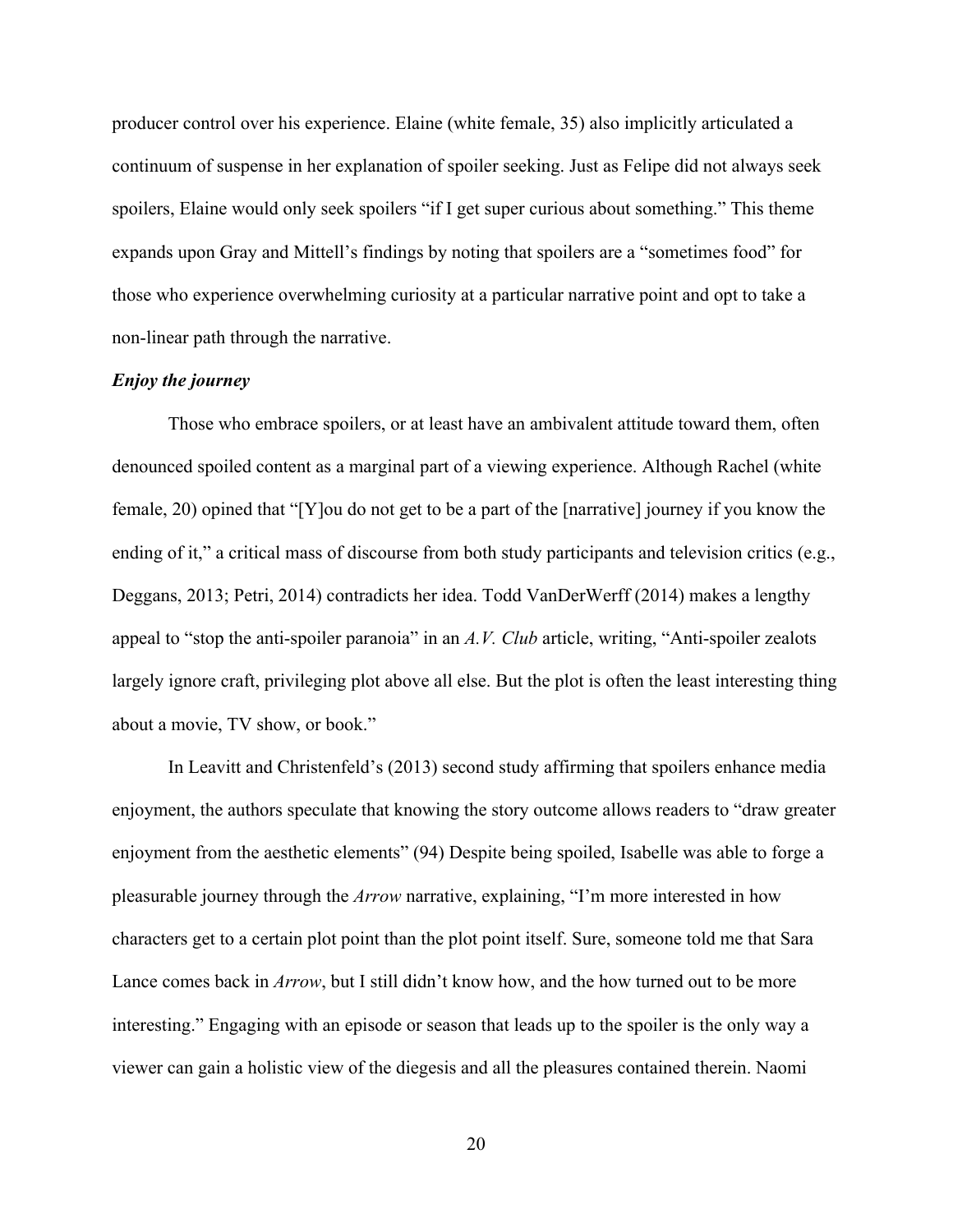producer control over his experience. Elaine (white female, 35) also implicitly articulated a continuum of suspense in her explanation of spoiler seeking. Just as Felipe did not always seek spoilers, Elaine would only seek spoilers "if I get super curious about something." This theme expands upon Gray and Mittell's findings by noting that spoilers are a "sometimes food" for those who experience overwhelming curiosity at a particular narrative point and opt to take a non-linear path through the narrative.

### *Enjoy the journey*

Those who embrace spoilers, or at least have an ambivalent attitude toward them, often denounced spoiled content as a marginal part of a viewing experience. Although Rachel (white female, 20) opined that "[Y]ou do not get to be a part of the [narrative] journey if you know the ending of it," a critical mass of discourse from both study participants and television critics (e.g., Deggans, 2013; Petri, 2014) contradicts her idea. Todd VanDerWerff (2014) makes a lengthy appeal to "stop the anti-spoiler paranoia" in an *A.V. Club* article, writing, "Anti-spoiler zealots largely ignore craft, privileging plot above all else. But the plot is often the least interesting thing about a movie, TV show, or book."

In Leavitt and Christenfeld's (2013) second study affirming that spoilers enhance media enjoyment, the authors speculate that knowing the story outcome allows readers to "draw greater enjoyment from the aesthetic elements" (94) Despite being spoiled, Isabelle was able to forge a pleasurable journey through the *Arrow* narrative, explaining, "I'm more interested in how characters get to a certain plot point than the plot point itself. Sure, someone told me that Sara Lance comes back in *Arrow*, but I still didn't know how, and the how turned out to be more interesting." Engaging with an episode or season that leads up to the spoiler is the only way a viewer can gain a holistic view of the diegesis and all the pleasures contained therein. Naomi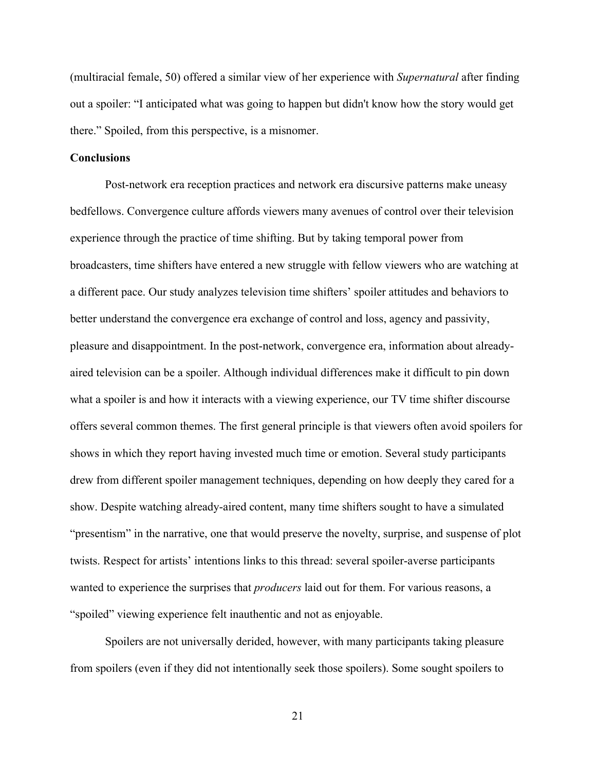(multiracial female, 50) offered a similar view of her experience with *Supernatural* after finding out a spoiler: "I anticipated what was going to happen but didn't know how the story would get there." Spoiled, from this perspective, is a misnomer.

## Conclusions

Post-network era reception practices and network era discursive patterns make uneasy bedfellows. Convergence culture affords viewers many avenues of control over their television experience through the practice of time shifting. But by taking temporal power from broadcasters, time shifters have entered a new struggle with fellow viewers who are watching at a different pace. Our study analyzes television time shifters' spoiler attitudes and behaviors to better understand the convergence era exchange of control and loss, agency and passivity, pleasure and disappointment. In the post-network, convergence era, information about already-aired television can be a spoiler. Although individual differences make it difficult to pin down what a spoiler is and how it interacts with a viewing experience, our TV time shifter discourse offers several common themes. The first general principle is that viewers often avoid spoilers for shows in which they report having invested much time or emotion. Several study participants drew from different spoiler management techniques, depending on how deeply they cared for a show. Despite watching already-aired content, many time shifters sought to have a simulated "presentism" in the narrative, one that would preserve the novelty, surprise, and suspense of plot twists. Respect for artists' intentions links to this thread: several spoiler-averse participants wanted to experience the surprises that *producers* laid out for them. For various reasons, a "spoiled" viewing experience felt inauthentic and not as enjoyable.

Spoilers are not universally derided, however, with many participants taking pleasure from spoilers (even if they did not intentionally seek those spoilers). Some sought spoilers to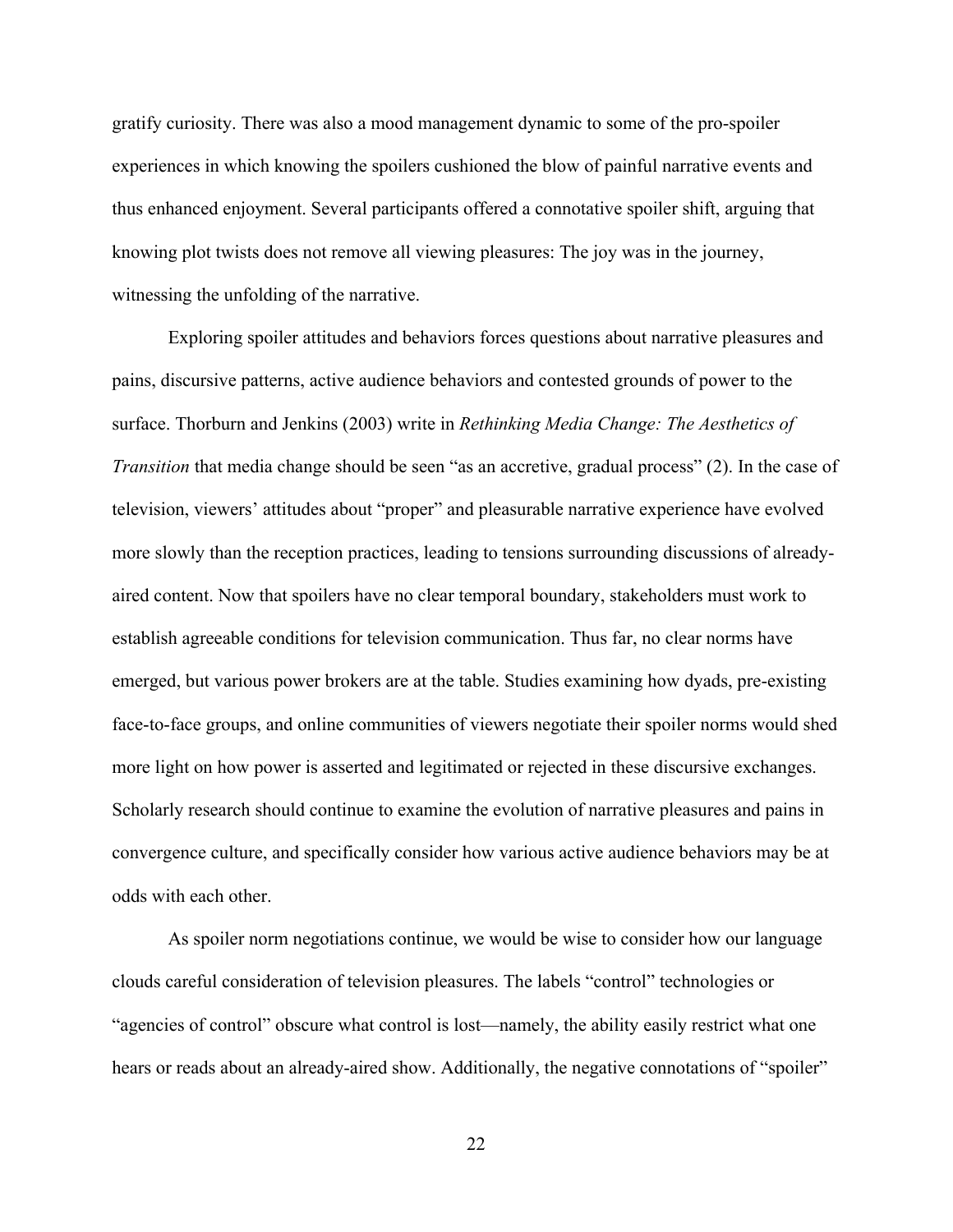gratify curiosity. There was also a mood management dynamic to some of the pro-spoiler experiences in which knowing the spoilers cushioned the blow of painful narrative events and thus enhanced enjoyment. Several participants offered a connotative spoiler shift, arguing that knowing plot twists does not remove all viewing pleasures: The joy was in the journey, witnessing the unfolding of the narrative.

Exploring spoiler attitudes and behaviors forces questions about narrative pleasures and pains, discursive patterns, active audience behaviors and contested grounds of power to the surface. Thorburn and Jenkins (2003) write in *Rethinking Media Change: The Aesthetics of Transition* that media change should be seen "as an accretive, gradual process" (2). In the case of television, viewers' attitudes about "proper" and pleasurable narrative experience have evolved more slowly than the reception practices, leading to tensions surrounding discussions of already-aired content. Now that spoilers have no clear temporal boundary, stakeholders must work to establish agreeable conditions for television communication. Thus far, no clear norms have emerged, but various power brokers are at the table. Studies examining how dyads, pre-existing face-to-face groups, and online communities of viewers negotiate their spoiler norms would shed more light on how power is asserted and legitimated or rejected in these discursive exchanges. Scholarly research should continue to examine the evolution of narrative pleasures and pains in convergence culture, and specifically consider how various active audience behaviors may be at odds with each other.

As spoiler norm negotiations continue, we would be wise to consider how our language clouds careful consideration of television pleasures. The labels "control" technologies or "agencies of control" obscure what control is lost—namely, the ability easily restrict what one hears or reads about an already-aired show. Additionally, the negative connotations of "spoiler"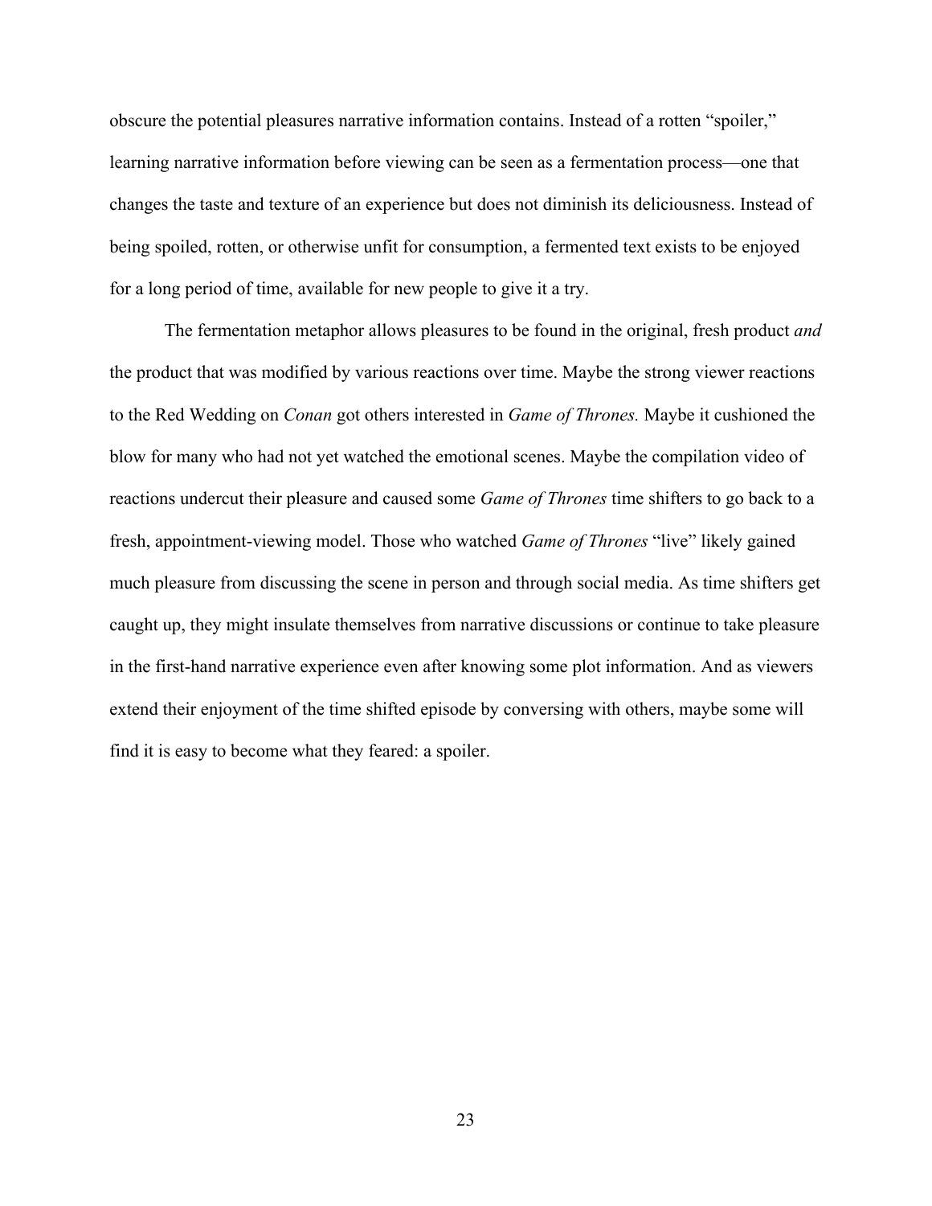obscure the potential pleasures narrative information contains. Instead of a rotten "spoiler," learning narrative information before viewing can be seen as a fermentation process—one that changes the taste and texture of an experience but does not diminish its deliciousness. Instead of being spoiled, rotten, or otherwise unfit for consumption, a fermented text exists to be enjoyed for a long period of time, available for new people to give it a try.

The fermentation metaphor allows pleasures to be found in the original, fresh product *and* the product that was modified by various reactions over time. Maybe the strong viewer reactions to the Red Wedding on *Conan* got others interested in *Game of Thrones.* Maybe it cushioned the blow for many who had not yet watched the emotional scenes. Maybe the compilation video of reactions undercut their pleasure and caused some *Game of Thrones* time shifters to go back to a fresh, appointment-viewing model. Those who watched *Game of Thrones* "live" likely gained much pleasure from discussing the scene in person and through social media. As time shifters get caught up, they might insulate themselves from narrative discussions or continue to take pleasure in the first-hand narrative experience even after knowing some plot information. And as viewers extend their enjoyment of the time shifted episode by conversing with others, maybe some will find it is easy to become what they feared: a spoiler.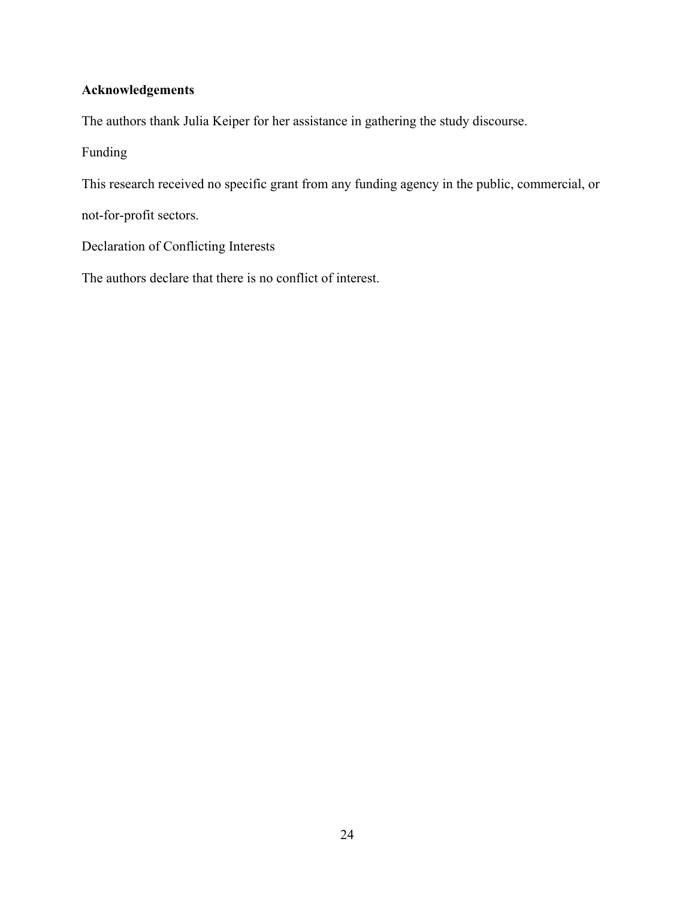## Acknowledgements

The authors thank Julia Keiper for her assistance in gathering the study discourse.

Funding

This research received no specific grant from any funding agency in the public, commercial, or not-for-profit sectors.

Declaration of Conflicting Interests

The authors declare that there is no conflict of interest.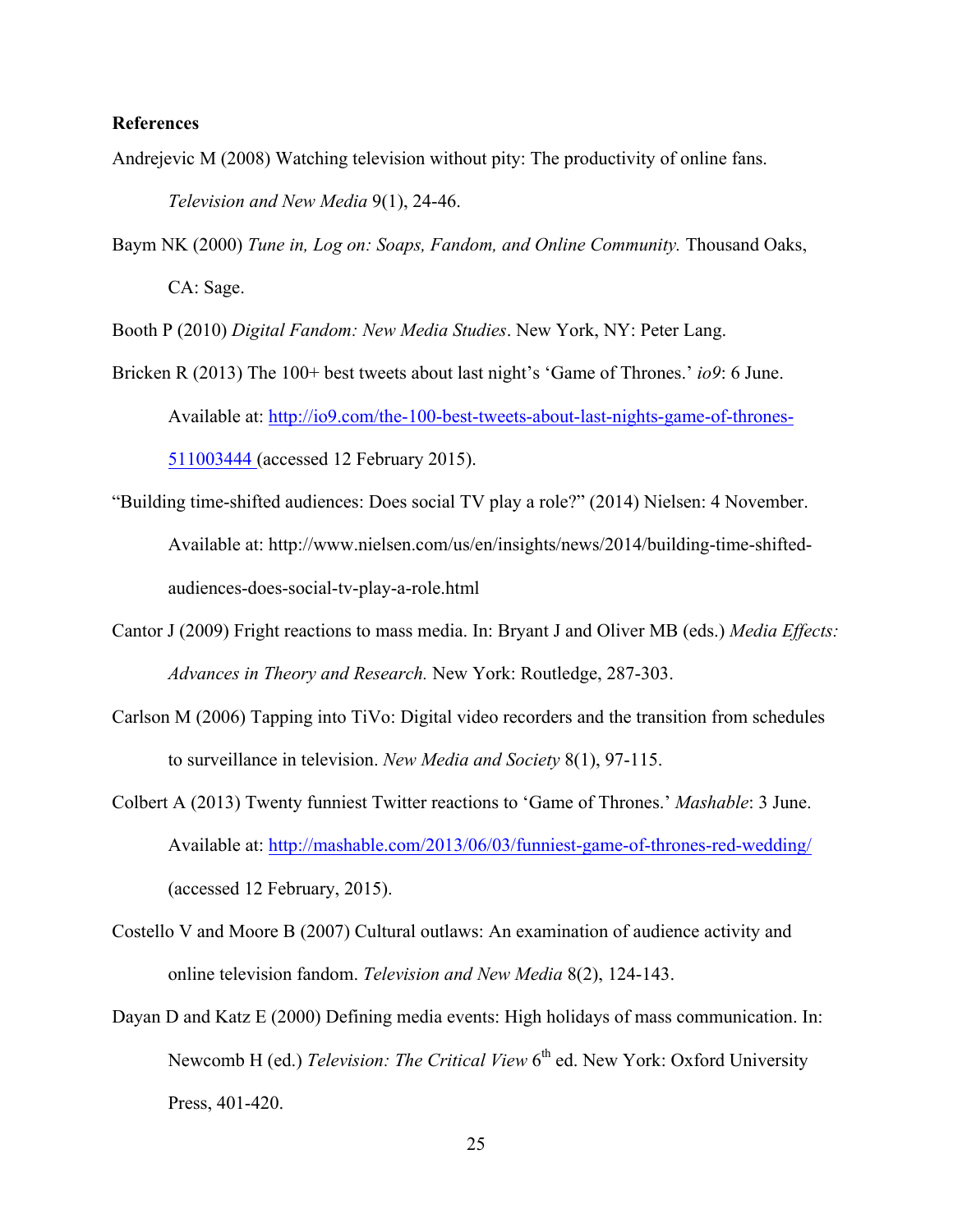**References**

Andrejevic M (2008) Watching television without pity: The productivity of online fans. *Television and New Media* 9(1), 24-46.

Baym NK (2000) *Tune in, Log on: Soaps, Fandom, and Online Community.* Thousand Oaks, CA: Sage.

Booth P (2010) *Digital Fandom: New Media Studies*. New York, NY: Peter Lang.

Bricken R (2013) The 100+ best tweets about last night's 'Game of Thrones.' *io9*: 6 June. Available at: http://io9.com/the-100-best-tweets-about-last-nights-game-of-thrones-511003444 (accessed 12 February 2015).

"Building time-shifted audiences: Does social TV play a role?" (2014) Nielsen: 4 November. Available at: http://www.nielsen.com/us/en/insights/news/2014/building-time-shifted-audiences-does-social-tv-play-a-role.html

Cantor J (2009) Fright reactions to mass media. In: Bryant J and Oliver MB (eds.) *Media Effects: Advances in Theory and Research.* New York: Routledge, 287-303.

Carlson M (2006) Tapping into TiVo: Digital video recorders and the transition from schedules to surveillance in television. *New Media and Society* 8(1), 97-115.

Colbert A (2013) Twenty funniest Twitter reactions to 'Game of Thrones.' *Mashable*: 3 June. Available at: http://mashable.com/2013/06/03/funniest-game-of-thrones-red-wedding/ (accessed 12 February, 2015).

Costello V and Moore B (2007) Cultural outlaws: An examination of audience activity and online television fandom. *Television and New Media* 8(2), 124-143.

Dayan D and Katz E (2000) Defining media events: High holidays of mass communication. In: Newcomb H (ed.) *Television: The Critical View* 6th ed. New York: Oxford University Press, 401-420.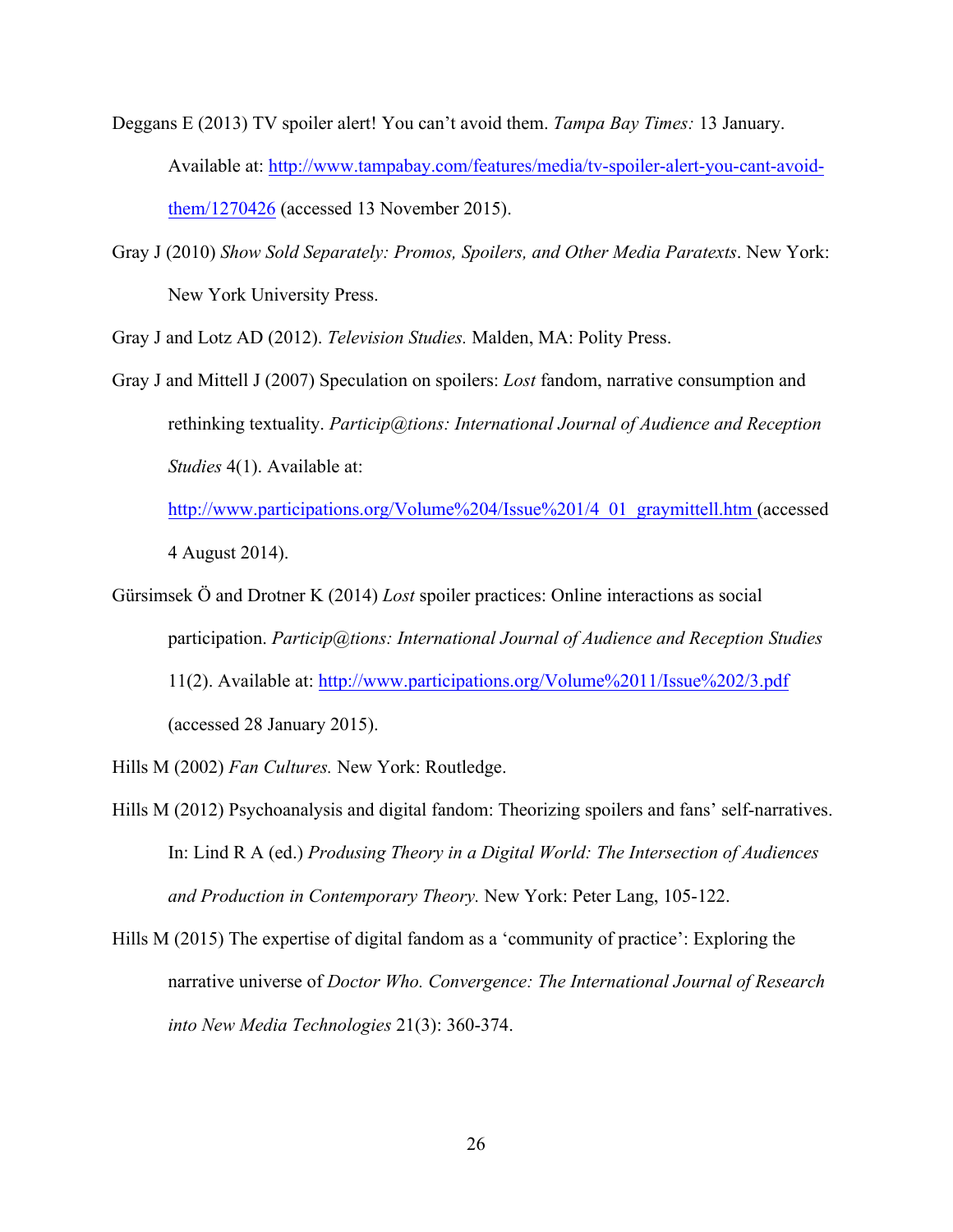Deggans E (2013) TV spoiler alert! You can't avoid them. *Tampa Bay Times:* 13 January. Available at: http://www.tampabay.com/features/media/tv-spoiler-alert-you-cant-avoid-them/1270426 (accessed 13 November 2015).

Gray J (2010) *Show Sold Separately: Promos, Spoilers, and Other Media Paratexts*. New York: New York University Press.

Gray J and Lotz AD (2012). *Television Studies.* Malden, MA: Polity Press.

Gray J and Mittell J (2007) Speculation on spoilers: *Lost* fandom, narrative consumption and rethinking textuality. *Particip@tions: International Journal of Audience and Reception Studies* 4(1). Available at: http://www.participations.org/Volume%204/Issue%201/4_01_graymittell.htm (accessed 4 August 2014).

Gürsimsek Ö and Drotner K (2014) *Lost* spoiler practices: Online interactions as social participation. *Particip@tions: International Journal of Audience and Reception Studies* 11(2). Available at: http://www.participations.org/Volume%2011/Issue%202/3.pdf (accessed 28 January 2015).

Hills M (2002) *Fan Cultures.* New York: Routledge.

Hills M (2012) Psychoanalysis and digital fandom: Theorizing spoilers and fans' self-narratives. In: Lind R A (ed.) *Produsing Theory in a Digital World: The Intersection of Audiences and Production in Contemporary Theory.* New York: Peter Lang, 105-122.

Hills M (2015) The expertise of digital fandom as a 'community of practice': Exploring the narrative universe of *Doctor Who*. *Convergence: The International Journal of Research into New Media Technologies* 21(3): 360-374.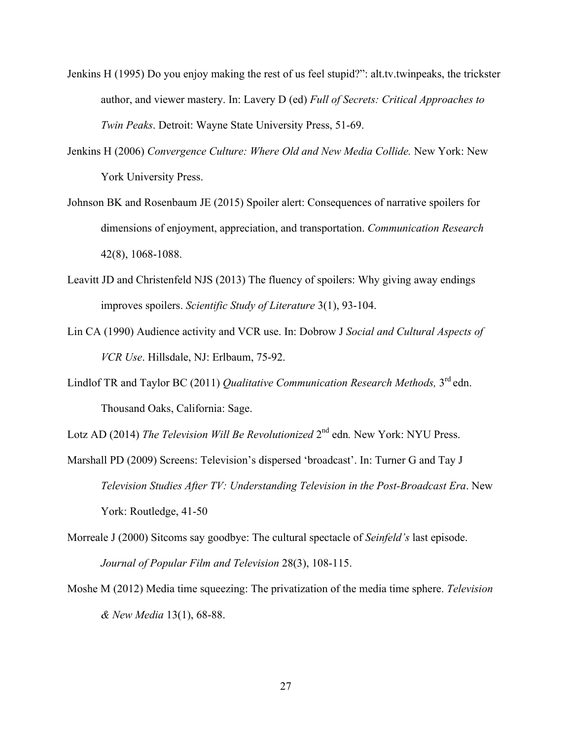Jenkins H (1995) Do you enjoy making the rest of us feel stupid?": alt.tv.twinpeaks, the trickster author, and viewer mastery. In: Lavery D (ed) *Full of Secrets: Critical Approaches to Twin Peaks*. Detroit: Wayne State University Press, 51-69.

Jenkins H (2006) *Convergence Culture: Where Old and New Media Collide.* New York: New York University Press.

Johnson BK and Rosenbaum JE (2015) Spoiler alert: Consequences of narrative spoilers for dimensions of enjoyment, appreciation, and transportation. *Communication Research* 42(8), 1068-1088.

Leavitt JD and Christenfeld NJS (2013) The fluency of spoilers: Why giving away endings improves spoilers. *Scientific Study of Literature* 3(1), 93-104.

Lin CA (1990) Audience activity and VCR use. In: Dobrow J *Social and Cultural Aspects of VCR Use*. Hillsdale, NJ: Erlbaum, 75-92.

Lindlof TR and Taylor BC (2011) *Qualitative Communication Research Methods,* 3rd edn. Thousand Oaks, California: Sage.

Lotz AD (2014) *The Television Will Be Revolutionized* 2nd edn*.* New York: NYU Press.

Marshall PD (2009) Screens: Television's dispersed 'broadcast'. In: Turner G and Tay J *Television Studies After TV: Understanding Television in the Post-Broadcast Era*. New York: Routledge, 41-50

Morreale J (2000) Sitcoms say goodbye: The cultural spectacle of *Seinfeld's* last episode. *Journal of Popular Film and Television* 28(3), 108-115.

Moshe M (2012) Media time squeezing: The privatization of the media time sphere. *Television & New Media* 13(1), 68-88.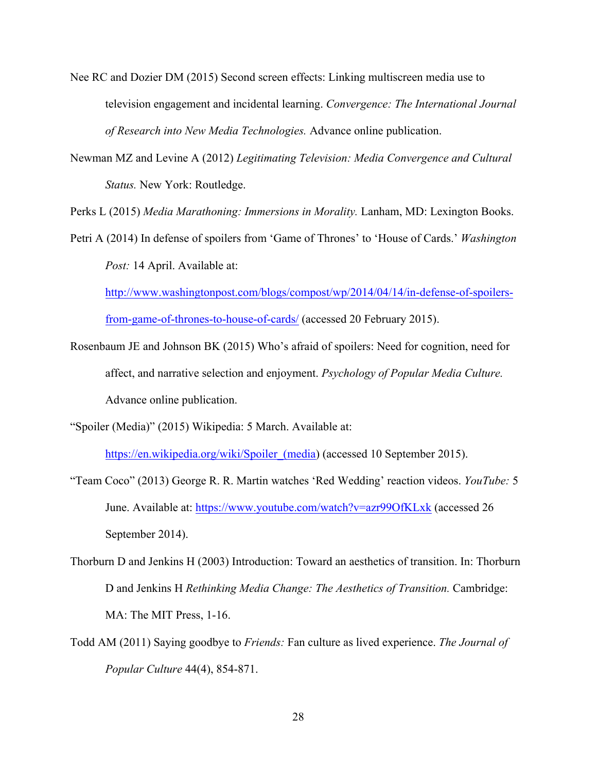Nee RC and Dozier DM (2015) Second screen effects: Linking multiscreen media use to television engagement and incidental learning. *Convergence: The International Journal of Research into New Media Technologies.* Advance online publication.

Newman MZ and Levine A (2012) *Legitimating Television: Media Convergence and Cultural Status.* New York: Routledge.

Perks L (2015) *Media Marathoning: Immersions in Morality.* Lanham, MD: Lexington Books.

Petri A (2014) In defense of spoilers from 'Game of Thrones' to 'House of Cards.' *Washington Post:* 14 April. Available at: http://www.washingtonpost.com/blogs/compost/wp/2014/04/14/in-defense-of-spoilers-from-game-of-thrones-to-house-of-cards/ (accessed 20 February 2015).

Rosenbaum JE and Johnson BK (2015) Who's afraid of spoilers: Need for cognition, need for affect, and narrative selection and enjoyment. *Psychology of Popular Media Culture.* Advance online publication.

"Spoiler (Media)" (2015) Wikipedia: 5 March. Available at: https://en.wikipedia.org/wiki/Spoiler_(media) (accessed 10 September 2015).

"Team Coco" (2013) George R. R. Martin watches 'Red Wedding' reaction videos. *YouTube:* 5 June. Available at: https://www.youtube.com/watch?v=azr99OfKLxk (accessed 26 September 2014).

Thorburn D and Jenkins H (2003) Introduction: Toward an aesthetics of transition. In: Thorburn D and Jenkins H *Rethinking Media Change: The Aesthetics of Transition.* Cambridge: MA: The MIT Press, 1-16.

Todd AM (2011) Saying goodbye to *Friends:* Fan culture as lived experience. *The Journal of Popular Culture* 44(4), 854-871.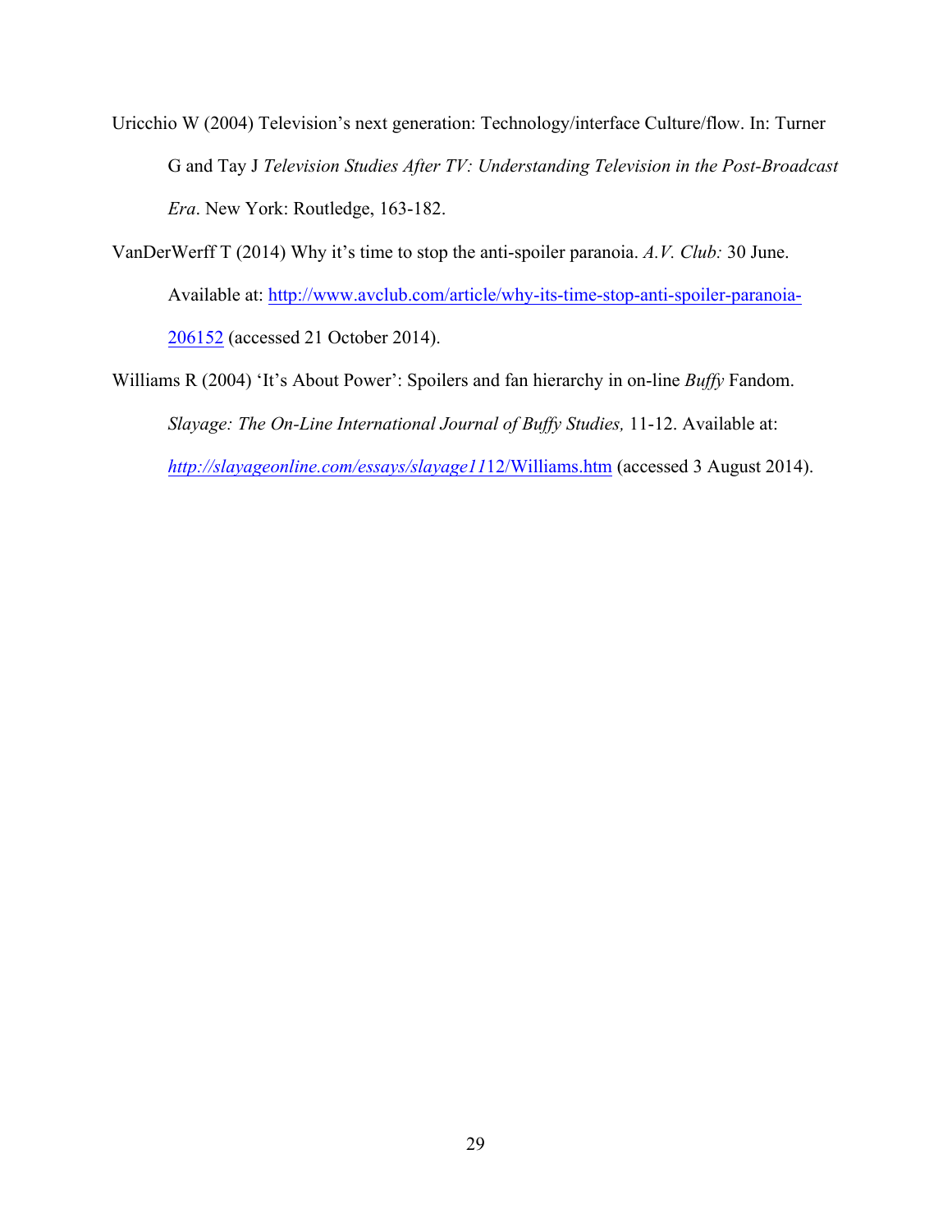Uricchio W (2004) Television's next generation: Technology/interface Culture/flow. In: Turner G and Tay J *Television Studies After TV: Understanding Television in the Post-Broadcast Era*. New York: Routledge, 163-182.

VanDerWerff T (2014) Why it's time to stop the anti-spoiler paranoia. *A.V. Club:* 30 June. Available at: http://www.avclub.com/article/why-its-time-stop-anti-spoiler-paranoia-206152 (accessed 21 October 2014).

Williams R (2004) 'It's About Power': Spoilers and fan hierarchy in on-line *Buffy* Fandom. *Slayage: The On-Line International Journal of Buffy Studies,* 11-12. Available at: *http://slayageonline.com/essays/slayage11*12/Williams.htm (accessed 3 August 2014).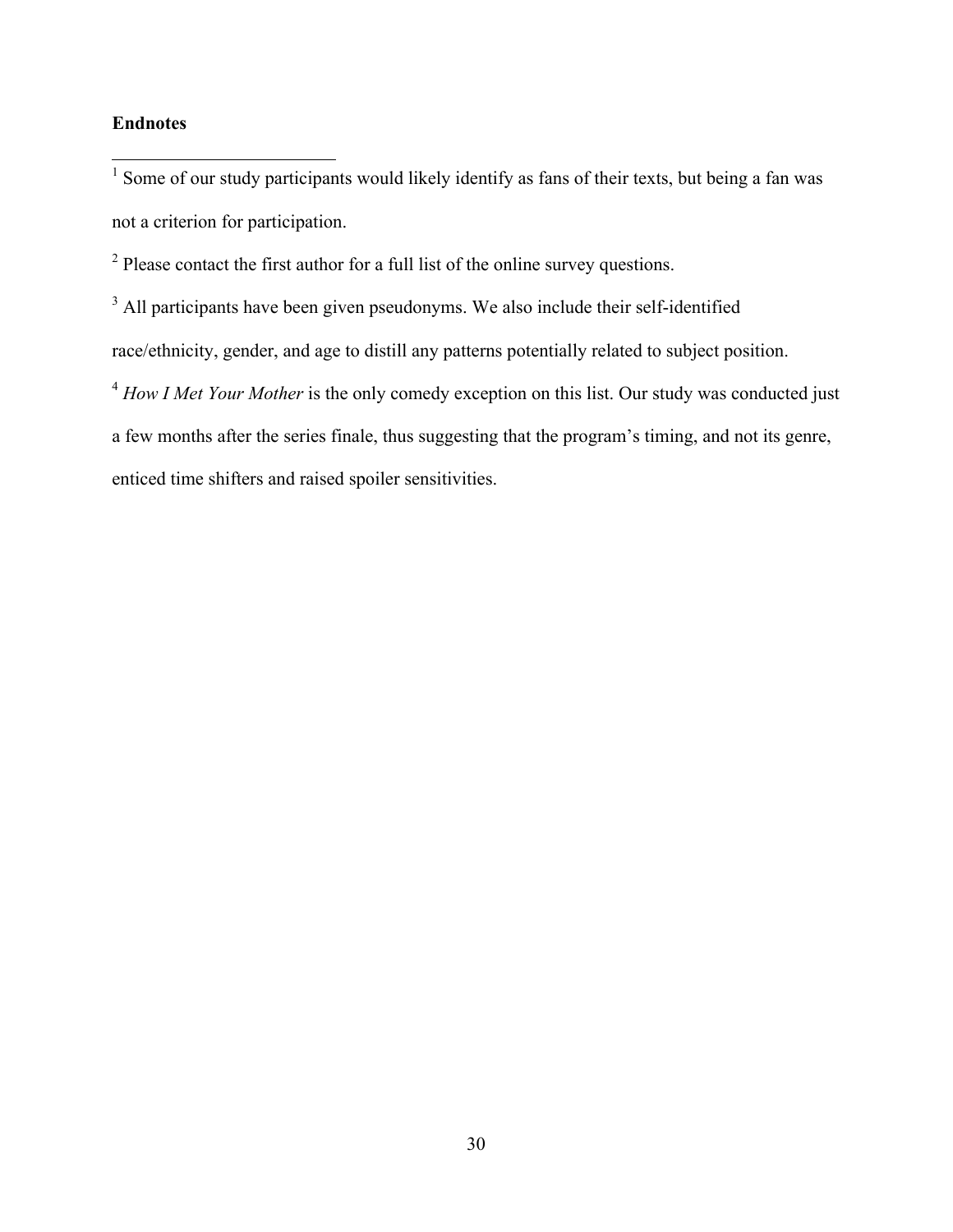## Endnotes

[1] Some of our study participants would likely identify as fans of their texts, but being a fan was not a criterion for participation.

[2] Please contact the first author for a full list of the online survey questions.

[3] All participants have been given pseudonyms. We also include their self-identified race/ethnicity, gender, and age to distill any patterns potentially related to subject position.

[4] *How I Met Your Mother* is the only comedy exception on this list. Our study was conducted just a few months after the series finale, thus suggesting that the program's timing, and not its genre, enticed time shifters and raised spoiler sensitivities.